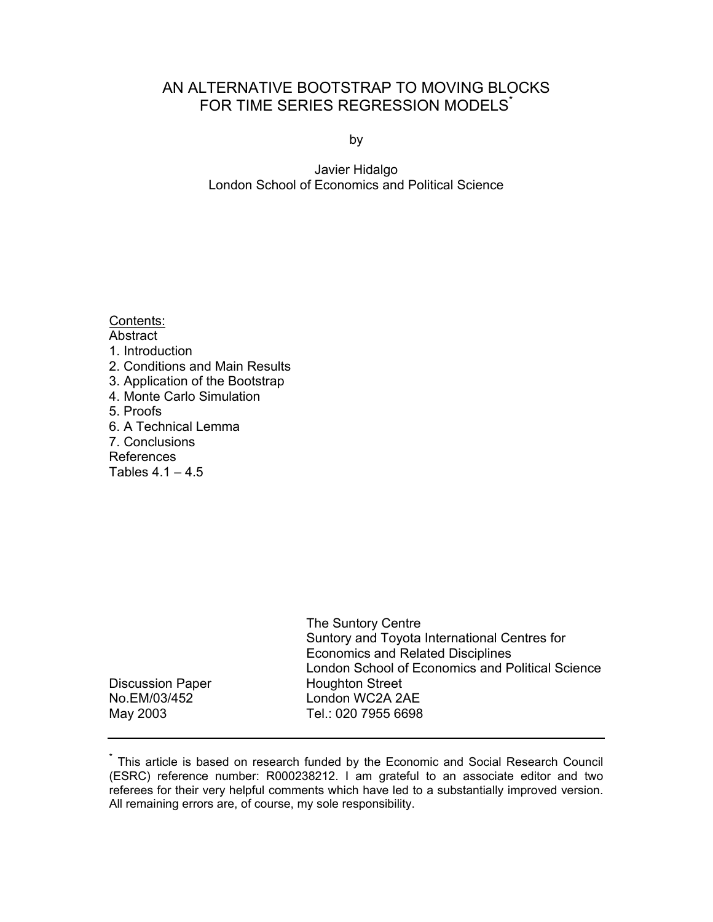# AN ALTERNATIVE BOOTSTRAP TO MOVING BLOCKS FOR TIME SERIES REGRESSION MODELS*

by

Javier Hidalgo
London School of Economics and Political Science

Contents:
Abstract
1. Introduction
2. Conditions and Main Results
3. Application of the Bootstrap
4. Monte Carlo Simulation
5. Proofs
6. A Technical Lemma
7. Conclusions
References
Tables 4.1 – 4.5

The Suntory Centre
Suntory and Toyota International Centres for Economics and Related Disciplines
London School of Economics and Political Science
Houghton Street
London WC2A 2AE
Tel.: 020 7955 6698

Discussion Paper
No.EM/03/452
May 2003

---

* This article is based on research funded by the Economic and Social Research Council (ESRC) reference number: R000238212. I am grateful to an associate editor and two referees for their very helpful comments which have led to a substantially improved version. All remaining errors are, of course, my sole responsibility.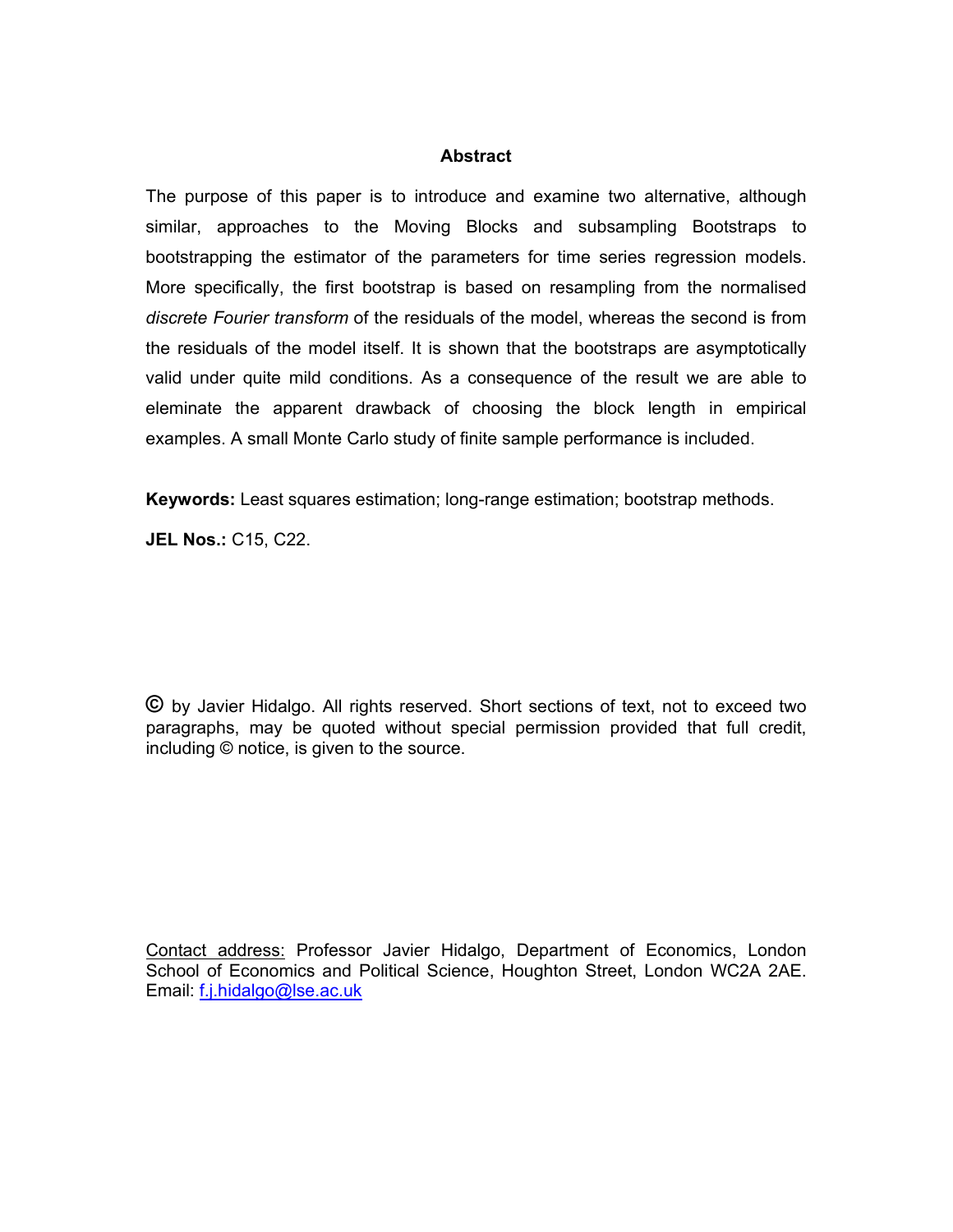## Abstract

The purpose of this paper is to introduce and examine two alternative, although similar, approaches to the Moving Blocks and subsampling Bootstraps to bootstrapping the estimator of the parameters for time series regression models. More specifically, the first bootstrap is based on resampling from the normalised *discrete Fourier transform* of the residuals of the model, whereas the second is from the residuals of the model itself. It is shown that the bootstraps are asymptotically valid under quite mild conditions. As a consequence of the result we are able to eleminate the apparent drawback of choosing the block length in empirical examples. A small Monte Carlo study of finite sample performance is included.

**Keywords:** Least squares estimation; long-range estimation; bootstrap methods.

**JEL Nos.:** C15, C22.

© by Javier Hidalgo. All rights reserved. Short sections of text, not to exceed two paragraphs, may be quoted without special permission provided that full credit, including © notice, is given to the source.

Contact address: Professor Javier Hidalgo, Department of Economics, London School of Economics and Political Science, Houghton Street, London WC2A 2AE. Email: f.j.hidalgo@lse.ac.uk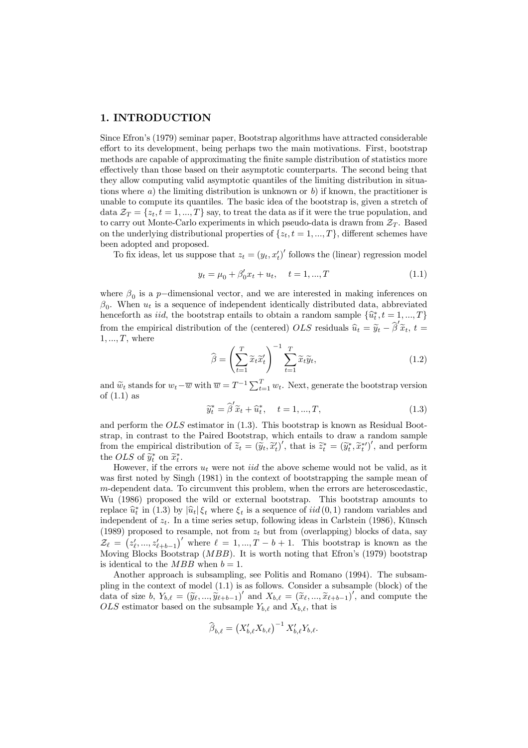## 1. INTRODUCTION

Since Efron's (1979) seminar paper, Bootstrap algorithms have attracted considerable effort to its development, being perhaps two the main motivations. First, bootstrap methods are capable of approximating the finite sample distribution of statistics more effectively than those based on their asymptotic counterparts. The second being that they allow computing valid asymptotic quantiles of the limiting distribution in situations where *a*) the limiting distribution is unknown or *b*) if known, the practitioner is unable to compute its quantiles. The basic idea of the bootstrap is, given a stretch of data $\mathcal{Z}_T = \{z_t, t = 1, ..., T\}$ say, to treat the data as if it were the true population, and to carry out Monte-Carlo experiments in which pseudo-data is drawn from $\mathcal{Z}_T$. Based on the underlying distributional properties of $\{z_t, t = 1, ..., T\}$, different schemes have been adopted and proposed.

To fix ideas, let us suppose that $z_t = (y_t, x_t')'$ follows the (linear) regression model

$$y_t = \mu_0 + \beta_0' x_t + u_t, \quad t = 1, ..., T \tag{1.1}$$

where $\beta_0$ is a $p-$dimensional vector, and we are interested in making inferences on $\beta_0$. When $u_t$ is a sequence of independent identically distributed data, abbreviated henceforth as *iid*, the bootstrap entails to obtain a random sample $\{\widehat{u}_t^*, t = 1, ..., T\}$ from the empirical distribution of the (centered) *OLS* residuals $\widehat{u}_t = \widetilde{y}_t - \widehat{\beta}' \widetilde{x}_t$, $t = 1, ..., T$, where

$$\widehat{\beta} = \left( \sum_{t=1}^{T} \widetilde{x}_t \widetilde{x}_t' \right)^{-1} \sum_{t=1}^{T} \widetilde{x}_t \widetilde{y}_t, \tag{1.2}$$

and $\widetilde{w}_t$ stands for $w_t - \overline{w}$ with $\overline{w} = T^{-1} \sum_{t=1}^{T} w_t$. Next, generate the bootstrap version of (1.1) as

$$\widetilde{y}_t^* = \widehat{\beta}' \widetilde{x}_t + \widehat{u}_t^*, \quad t = 1, ..., T, \tag{1.3}$$

and perform the *OLS* estimator in (1.3). This bootstrap is known as Residual Bootstrap, in contrast to the Paired Bootstrap, which entails to draw a random sample from the empirical distribution of $\widetilde{z}_t = (\widetilde{y}_t, \widetilde{x}_t')'$, that is $\widetilde{z}_t^* = (\widetilde{y}_t^*, \widetilde{x}_t^{*\prime})'$, and perform the *OLS* of $\widetilde{y}_t^*$ on $\widetilde{x}_t^*$.

However, if the errors $u_t$ were not *iid* the above scheme would not be valid, as it was first noted by Singh (1981) in the context of bootstrapping the sample mean of $m$-dependent data. To circumvent this problem, when the errors are heteroscedastic, Wu (1986) proposed the wild or external bootstrap. This bootstrap amounts to replace $\widehat{u}_t^*$ in (1.3) by $|\widehat{u}_t| \xi_t$ where $\xi_t$ is a sequence of $iid(0,1)$ random variables and independent of $z_t$. In a time series setup, following ideas in Carlstein (1986), Künsch (1989) proposed to resample, not from $z_t$ but from (overlapping) blocks of data, say $\mathcal{Z}_\ell = \left(z_\ell', ..., z_{\ell+b-1}'\right)'$ where $\ell = 1, ..., T - b + 1$. This bootstrap is known as the Moving Blocks Bootstrap (*MBB*). It is worth noting that Efron's (1979) bootstrap is identical to the *MBB* when $b = 1$.

Another approach is subsampling, see Politis and Romano (1994). The subsampling in the context of model (1.1) is as follows. Consider a subsample (block) of the data of size $b$, $Y_{b,\ell} = (\widetilde{y}_\ell, ..., \widetilde{y}_{\ell+b-1})'$ and $X_{b,\ell} = (\widetilde{x}_\ell, ..., \widetilde{x}_{\ell+b-1})'$, and compute the *OLS* estimator based on the subsample $Y_{b,\ell}$ and $X_{b,\ell}$, that is

$$\widehat{\beta}_{b,\ell} = \left(X_{b,\ell}' X_{b,\ell}\right)^{-1} X_{b,\ell}' Y_{b,\ell}.$$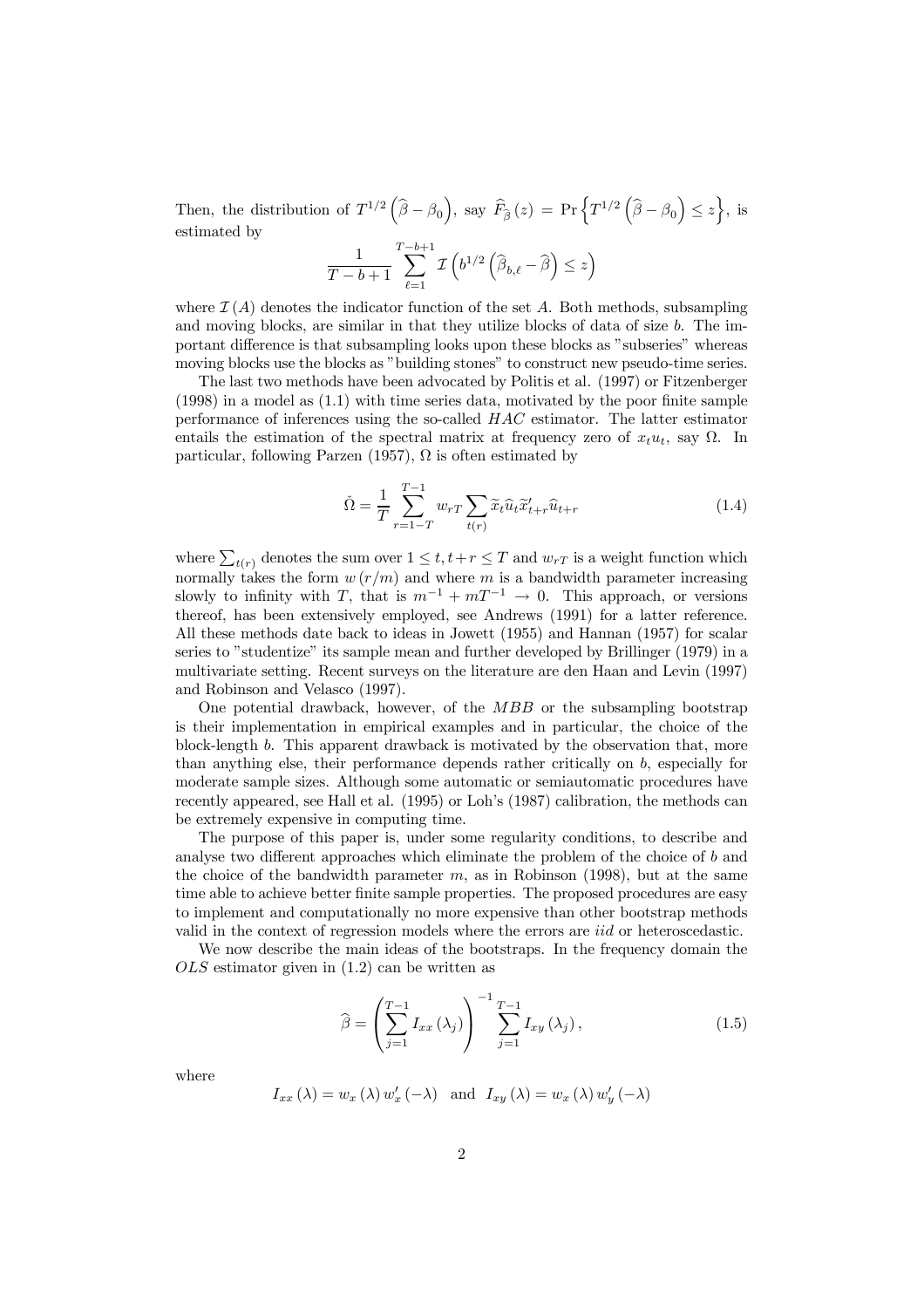Then, the distribution of $T^{1/2}\left(\widehat{\beta}-\beta_0\right)$, say $\widehat{F}_{\widehat{\beta}}(z) = \Pr\left\{T^{1/2}\left(\widehat{\beta}-\beta_0\right) \leq z\right\}$, is estimated by

$$\frac{1}{T-b+1}\sum_{\ell=1}^{T-b+1}\mathcal{I}\left(b^{1/2}\left(\widehat{\beta}_{b,\ell}-\widehat{\beta}\right)\leq z\right)$$

where $\mathcal{I}(A)$ denotes the indicator function of the set $A$. Both methods, subsampling and moving blocks, are similar in that they utilize blocks of data of size $b$. The important difference is that subsampling looks upon these blocks as "subseries" whereas moving blocks use the blocks as "building stones" to construct new pseudo-time series.

The last two methods have been advocated by Politis et al. (1997) or Fitzenberger (1998) in a model as (1.1) with time series data, motivated by the poor finite sample performance of inferences using the so-called *HAC* estimator. The latter estimator entails the estimation of the spectral matrix at frequency zero of $x_t u_t$, say $\Omega$. In particular, following Parzen (1957), $\Omega$ is often estimated by

$$\check{\Omega} = \frac{1}{T}\sum_{r=1-T}^{T-1} w_{rT}\sum_{t(r)}\widetilde{x}_t\widehat{u}_t\widetilde{x}'_{t+r}\widehat{u}_{t+r} \tag{1.4}$$

where $\sum_{t(r)}$ denotes the sum over $1 \leq t, t+r \leq T$ and $w_{rT}$ is a weight function which normally takes the form $w(r/m)$ and where $m$ is a bandwidth parameter increasing slowly to infinity with $T$, that is $m^{-1} + mT^{-1} \to 0$. This approach, or versions thereof, has been extensively employed, see Andrews (1991) for a latter reference. All these methods date back to ideas in Jowett (1955) and Hannan (1957) for scalar series to "studentize" its sample mean and further developed by Brillinger (1979) in a multivariate setting. Recent surveys on the literature are den Haan and Levin (1997) and Robinson and Velasco (1997).

One potential drawback, however, of the *MBB* or the subsampling bootstrap is their implementation in empirical examples and in particular, the choice of the block-length $b$. This apparent drawback is motivated by the observation that, more than anything else, their performance depends rather critically on $b$, especially for moderate sample sizes. Although some automatic or semiautomatic procedures have recently appeared, see Hall et al. (1995) or Loh's (1987) calibration, the methods can be extremely expensive in computing time.

The purpose of this paper is, under some regularity conditions, to describe and analyse two different approaches which eliminate the problem of the choice of $b$ and the choice of the bandwidth parameter $m$, as in Robinson (1998), but at the same time able to achieve better finite sample properties. The proposed procedures are easy to implement and computationally no more expensive than other bootstrap methods valid in the context of regression models where the errors are *iid* or heteroscedastic.

We now describe the main ideas of the bootstraps. In the frequency domain the *OLS* estimator given in (1.2) can be written as

$$\widehat{\beta} = \left(\sum_{j=1}^{T-1} I_{xx}(\lambda_j)\right)^{-1}\sum_{j=1}^{T-1} I_{xy}(\lambda_j), \tag{1.5}$$

where

$$I_{xx}(\lambda) = w_x(\lambda)\, w'_x(-\lambda) \quad \text{and} \quad I_{xy}(\lambda) = w_x(\lambda)\, w'_y(-\lambda)$$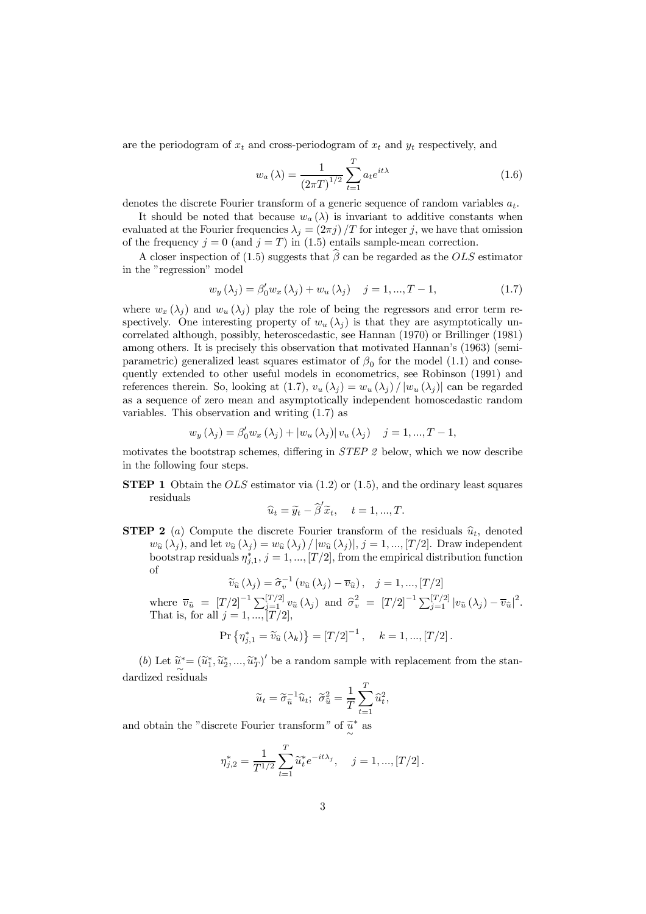are the periodogram of $x_t$ and cross-periodogram of $x_t$ and $y_t$ respectively, and

$$w_a(\lambda) = \frac{1}{(2\pi T)^{1/2}} \sum_{t=1}^{T} a_t e^{it\lambda} \tag{1.6}$$

denotes the discrete Fourier transform of a generic sequence of random variables $a_t$.

It should be noted that because $w_a(\lambda)$ is invariant to additive constants when evaluated at the Fourier frequencies $\lambda_j = (2\pi j)/T$ for integer $j$, we have that omission of the frequency $j = 0$ (and $j = T$) in (1.5) entails sample-mean correction.

A closer inspection of (1.5) suggests that $\widehat{\beta}$ can be regarded as the *OLS* estimator in the "regression" model

$$w_y(\lambda_j) = \beta_0' w_x(\lambda_j) + w_u(\lambda_j) \quad j = 1, ..., T-1, \tag{1.7}$$

where $w_x(\lambda_j)$ and $w_u(\lambda_j)$ play the role of being the regressors and error term respectively. One interesting property of $w_u(\lambda_j)$ is that they are asymptotically uncorrelated although, possibly, heteroscedastic, see Hannan (1970) or Brillinger (1981) among others. It is precisely this observation that motivated Hannan's (1963) (semiparametric) generalized least squares estimator of $\beta_0$ for the model (1.1) and consequently extended to other useful models in econometrics, see Robinson (1991) and references therein. So, looking at (1.7), $v_u(\lambda_j) = w_u(\lambda_j)/|w_u(\lambda_j)|$ can be regarded as a sequence of zero mean and asymptotically independent homoscedastic random variables. This observation and writing (1.7) as

$$w_y(\lambda_j) = \beta_0' w_x(\lambda_j) + |w_u(\lambda_j)| \, v_u(\lambda_j) \quad j = 1, ..., T-1,$$

motivates the bootstrap schemes, differing in *STEP 2* below, which we now describe in the following four steps.

**STEP 1** Obtain the *OLS* estimator via (1.2) or (1.5), and the ordinary least squares residuals

$$\widehat{u}_t = \widetilde{y}_t - \widehat{\beta}' \widetilde{x}_t, \quad t = 1, ..., T.$$

**STEP 2** (*a*) Compute the discrete Fourier transform of the residuals $\widehat{u}_t$, denoted $w_{\widehat{u}}(\lambda_j)$, and let $v_{\widehat{u}}(\lambda_j) = w_{\widehat{u}}(\lambda_j)/|w_{\widehat{u}}(\lambda_j)|$, $j = 1, ..., [T/2]$. Draw independent bootstrap residuals $\eta^*_{j,1}$, $j = 1, ..., [T/2]$, from the empirical distribution function of

$$\widetilde{v}_{\widehat{u}}(\lambda_j) = \widehat{\sigma}_v^{-1}\left(v_{\widehat{u}}(\lambda_j) - \overline{v}_{\widehat{u}}\right), \quad j = 1, ..., [T/2]$$

where $\overline{v}_{\widehat{u}} = [T/2]^{-1} \sum_{j=1}^{[T/2]} v_{\widehat{u}}(\lambda_j)$ and $\widehat{\sigma}_v^2 = [T/2]^{-1} \sum_{j=1}^{[T/2]} |v_{\widehat{u}}(\lambda_j) - \overline{v}_{\widehat{u}}|^2$. That is, for all $j = 1, ..., [T/2]$,

$$\Pr\left\{\eta^*_{j,1} = \widetilde{v}_{\widehat{u}}(\lambda_k)\right\} = [T/2]^{-1}, \quad k = 1, ..., [T/2].$$

(*b*) Let $\underset{\sim}{\widetilde{u}}^* = (\widetilde{u}_1^*, \widetilde{u}_2^*, ..., \widetilde{u}_T^*)'$ be a random sample with replacement from the standardized residuals

$$\widetilde{u}_t = \widetilde{\sigma}_{\widehat{u}}^{-1} \widehat{u}_t; \;\; \widetilde{\sigma}^2_{\widehat{u}} = \frac{1}{T} \sum_{t=1}^{T} \widehat{u}_t^2,$$

and obtain the "discrete Fourier transform" of $\underset{\sim}{\widetilde{u}}^*$ as

$$\eta^*_{j,2} = \frac{1}{T^{1/2}} \sum_{t=1}^{T} \widetilde{u}_t^* e^{-it\lambda_j}, \quad j = 1, ..., [T/2].$$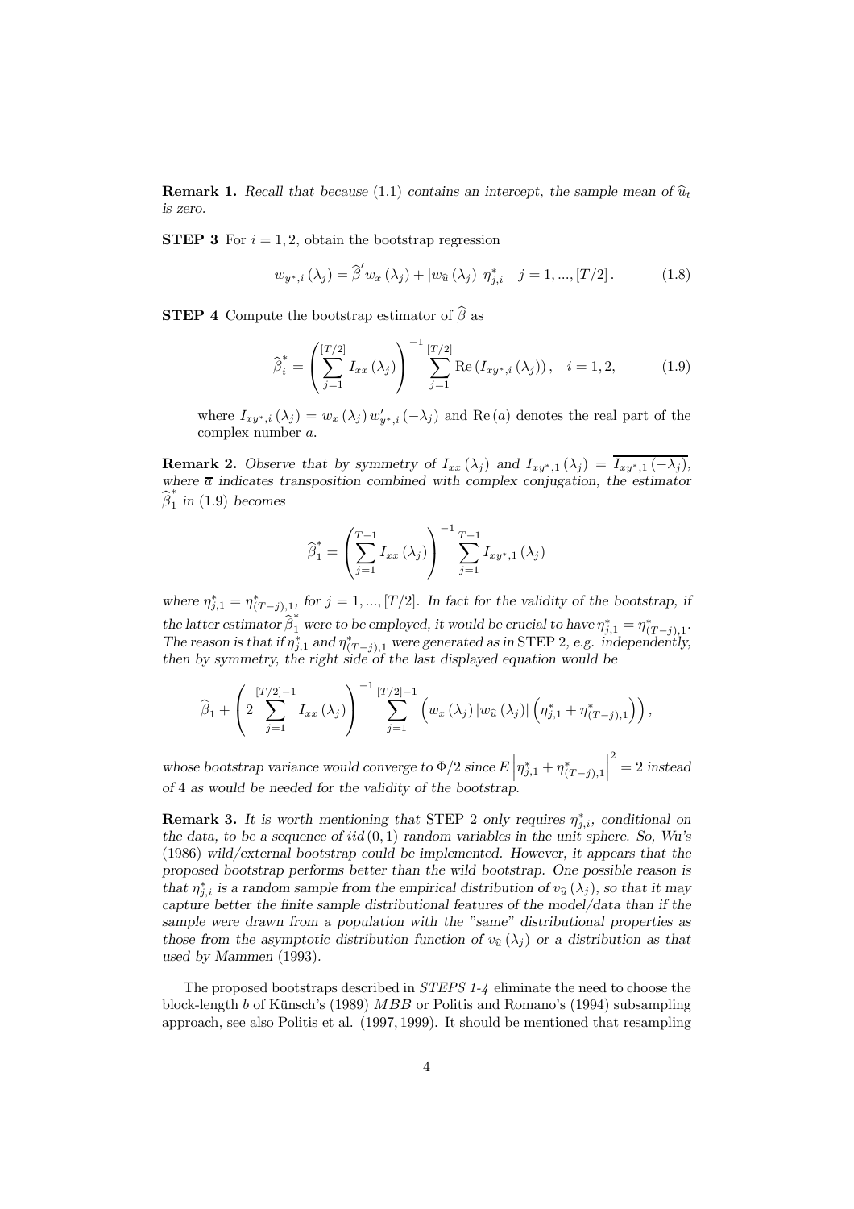**Remark 1.** *Recall that because* (1.1) *contains an intercept, the sample mean of* $\widehat{u}_t$ *is zero.*

**STEP 3** For $i = 1, 2$, obtain the bootstrap regression

$$w_{y^*,i}(\lambda_j) = \widehat{\beta}' w_x(\lambda_j) + |w_{\widehat{u}}(\lambda_j)| \, \eta^*_{j,i} \quad j = 1, ..., [T/2]. \tag{1.8}$$

**STEP 4** Compute the bootstrap estimator of $\widehat{\beta}$ as

$$\widehat{\beta}^*_i = \left( \sum_{j=1}^{[T/2]} I_{xx}(\lambda_j) \right)^{-1} \sum_{j=1}^{[T/2]} \operatorname{Re}\left( I_{xy^*,i}(\lambda_j) \right), \quad i = 1, 2, \tag{1.9}$$

where $I_{xy^*,i}(\lambda_j) = w_x(\lambda_j) \, w'_{y^*,i}(-\lambda_j)$ and $\operatorname{Re}(a)$ denotes the real part of the complex number $a$.

**Remark 2.** *Observe that by symmetry of* $I_{xx}(\lambda_j)$ *and* $I_{xy^*,1}(\lambda_j) = \overline{I_{xy^*,1}(-\lambda_j)}$, *where* $\overline{a}$ *indicates transposition combined with complex conjugation, the estimator* $\widehat{\beta}^*_1$ *in* (1.9) *becomes*

$$\widehat{\beta}^*_1 = \left( \sum_{j=1}^{T-1} I_{xx}(\lambda_j) \right)^{-1} \sum_{j=1}^{T-1} I_{xy^*,1}(\lambda_j)$$

*where* $\eta^*_{j,1} = \eta^*_{(T-j),1}$, *for* $j = 1, ..., [T/2]$. *In fact for the validity of the bootstrap, if the latter estimator* $\widehat{\beta}^*_1$ *were to be employed, it would be crucial to have* $\eta^*_{j,1} = \eta^*_{(T-j),1}$. *The reason is that if* $\eta^*_{j,1}$ *and* $\eta^*_{(T-j),1}$ *were generated as in* STEP 2, *e.g. independently, then by symmetry, the right side of the last displayed equation would be*

$$\widehat{\beta}_1 + \left( 2 \sum_{j=1}^{[T/2]-1} I_{xx}(\lambda_j) \right)^{-1} \sum_{j=1}^{[T/2]-1} \left( w_x(\lambda_j) \, |w_{\widehat{u}}(\lambda_j)| \left( \eta^*_{j,1} + \eta^*_{(T-j),1} \right) \right),$$

*whose bootstrap variance would converge to* $\Phi/2$ *since* $E\left|\eta^*_{j,1} + \eta^*_{(T-j),1}\right|^2 = 2$ *instead of* 4 *as would be needed for the validity of the bootstrap.*

**Remark 3.** *It is worth mentioning that* STEP 2 *only requires* $\eta^*_{j,i}$, *conditional on the data, to be a sequence of* $iid(0,1)$ *random variables in the unit sphere. So, Wu's* (1986) *wild/external bootstrap could be implemented. However, it appears that the proposed bootstrap performs better than the wild bootstrap. One possible reason is that* $\eta^*_{j,i}$ *is a random sample from the empirical distribution of* $v_{\widehat{u}}(\lambda_j)$, *so that it may capture better the finite sample distributional features of the model/data than if the sample were drawn from a population with the "same" distributional properties as those from the asymptotic distribution function of* $v_{\widehat{u}}(\lambda_j)$ *or a distribution as that used by Mammen* (1993).

The proposed bootstraps described in *STEPS 1-4* eliminate the need to choose the block-length $b$ of Künsch's (1989) *MBB* or Politis and Romano's (1994) subsampling approach, see also Politis et al. (1997, 1999). It should be mentioned that resampling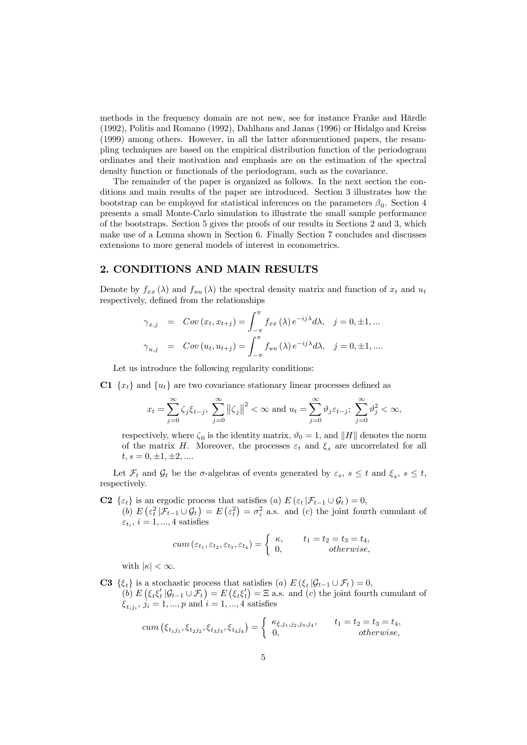methods in the frequency domain are not new, see for instance Franke and Härdle (1992), Politis and Romano (1992), Dahlhaus and Janas (1996) or Hidalgo and Kreiss (1999) among others. However, in all the latter aforementioned papers, the resampling techniques are based on the empirical distribution function of the periodogram ordinates and their motivation and emphasis are on the estimation of the spectral density function or functionals of the periodogram, such as the covariance.

The remainder of the paper is organized as follows. In the next section the conditions and main results of the paper are introduced. Section 3 illustrates how the bootstrap can be employed for statistical inferences on the parameters $\beta_0$. Section 4 presents a small Monte-Carlo simulation to illustrate the small sample performance of the bootstraps. Section 5 gives the proofs of our results in Sections 2 and 3, which make use of a Lemma shown in Section 6. Finally Section 7 concludes and discusses extensions to more general models of interest in econometrics.

## 2. CONDITIONS AND MAIN RESULTS

Denote by $f_{xx}(\lambda)$ and $f_{uu}(\lambda)$ the spectral density matrix and function of $x_t$ and $u_t$ respectively, defined from the relationships

$$
\begin{aligned}
\gamma_{x,j} &= Cov(x_t, x_{t+j}) = \int_{-\pi}^{\pi} f_{xx}(\lambda) e^{-ij\lambda} d\lambda, \quad j = 0, \pm 1, ... \\
\gamma_{u,j} &= Cov(u_t, u_{t+j}) = \int_{-\pi}^{\pi} f_{uu}(\lambda) e^{-ij\lambda} d\lambda, \quad j = 0, \pm 1, ....
\end{aligned}
$$

Let us introduce the following regularity conditions:

**C1** $\{x_t\}$ and $\{u_t\}$ are two covariance stationary linear processes defined as

$$
x_t = \sum_{j=0}^{\infty} \zeta_j \xi_{t-j}, \ \sum_{j=0}^{\infty} \left\| \zeta_j \right\|^2 < \infty \text{ and } u_t = \sum_{j=0}^{\infty} \vartheta_j \varepsilon_{t-j}; \ \sum_{j=0}^{\infty} \vartheta_j^2 < \infty,
$$

respectively, where $\zeta_0$ is the identity matrix, $\vartheta_0 = 1$, and $\|H\|$ denotes the norm of the matrix $H$. Moreover, the processes $\varepsilon_t$ and $\xi_s$ are uncorrelated for all $t, s = 0, \pm 1, \pm 2, ....$

Let $\mathcal{F}_t$ and $\mathcal{G}_t$ be the $\sigma$-algebras of events generated by $\varepsilon_s$, $s \leq t$ and $\xi_s$, $s \leq t$, respectively.

**C2** $\{\varepsilon_t\}$ is an ergodic process that satisfies $(a)$ $E(\varepsilon_t | \mathcal{F}_{t-1} \cup \mathcal{G}_t) = 0$, $(b)$ $E(\varepsilon_t^2 | \mathcal{F}_{t-1} \cup \mathcal{G}_t) = E(\varepsilon_t^2) = \sigma_\varepsilon^2$ a.s. and $(c)$ the joint fourth cumulant of $\varepsilon_{t_i}$, $i = 1, ..., 4$ satisfies

$$
cum(\varepsilon_{t_1}, \varepsilon_{t_2}, \varepsilon_{t_3}, \varepsilon_{t_4}) = \begin{cases} \kappa, & t_1 = t_2 = t_3 = t_4, \\ 0, & otherwise, \end{cases}
$$

with $|\kappa| < \infty$.

**C3** $\{\xi_t\}$ is a stochastic process that satisfies $(a)$ $E(\xi_t | \mathcal{G}_{t-1} \cup \mathcal{F}_t) = 0$, $(b)$ $E(\xi_t \xi_t' | \mathcal{G}_{t-1} \cup \mathcal{F}_t) = E(\xi_t \xi_t') = \Xi$ a.s. and $(c)$ the joint fourth cumulant of $\xi_{t_i j_i}$, $j_i = 1, ..., p$ and $i = 1, ..., 4$ satisfies

$$
cum(\xi_{t_1 j_1}, \xi_{t_2 j_2}, \xi_{t_3 j_3}, \xi_{t_4 j_4}) = \begin{cases} \kappa_{\xi, j_1, j_2, j_3, j_4}, & t_1 = t_2 = t_3 = t_4, \\ 0, & otherwise, \end{cases}
$$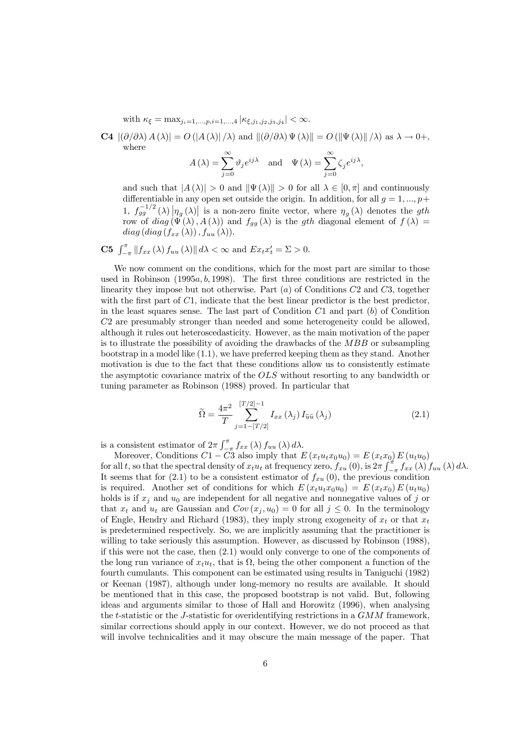with $\kappa_\xi = \max_{j_i=1,...,p,i=1,...,4} |\kappa_{\xi,j_1,j_2,j_3,j_4}| < \infty$.

**C4** $|(\partial/\partial\lambda) A(\lambda)| = O(|A(\lambda)|/\lambda)$ and $\|(\partial/\partial\lambda) \Psi(\lambda)\| = O(\|\Psi(\lambda)\|/\lambda)$ as $\lambda \to 0+$, where

$$A(\lambda) = \sum_{j=0}^{\infty} \vartheta_j e^{ij\lambda} \quad \text{and} \quad \Psi(\lambda) = \sum_{j=0}^{\infty} \zeta_j e^{ij\lambda},$$

and such that $|A(\lambda)| > 0$ and $\|\Psi(\lambda)\| > 0$ for all $\lambda \in [0, \pi]$ and continuously differentiable in any open set outside the origin. In addition, for all $g = 1, ..., p+1$, $f_{gg}^{-1/2}(\lambda) |\eta_g(\lambda)|$ is a non-zero finite vector, where $\eta_g(\lambda)$ denotes the $gth$ row of $diag(\Psi(\lambda), A(\lambda))$ and $f_{gg}(\lambda)$ is the $gth$ diagonal element of $f(\lambda) = diag(diag(f_{xx}(\lambda)), f_{uu}(\lambda))$.

**C5** $\int_{-\pi}^{\pi} \|f_{xx}(\lambda) f_{uu}(\lambda)\| d\lambda < \infty$ and $E x_t x_t' = \Sigma > 0$.

We now comment on the conditions, which for the most part are similar to those used in Robinson (1995$a$, $b$, 1998). The first three conditions are restricted in the linearity they impose but not otherwise. Part ($a$) of Conditions $C2$ and $C3$, together with the first part of $C1$, indicate that the best linear predictor is the best predictor, in the least squares sense. The last part of Condition $C1$ and part ($b$) of Condition $C2$ are presumably stronger than needed and some heterogeneity could be allowed, although it rules out heteroscedasticity. However, as the main motivation of the paper is to illustrate the possibility of avoiding the drawbacks of the $MBB$ or subsampling bootstrap in a model like (1.1), we have preferred keeping them as they stand. Another motivation is due to the fact that these conditions allow us to consistently estimate the asymptotic covariance matrix of the $OLS$ without resorting to any bandwidth or tuning parameter as Robinson (1988) proved. In particular that

$$\widetilde{\Omega} = \frac{4\pi^2}{T} \sum_{j=1-[T/2]}^{[T/2]-1} I_{xx}(\lambda_j) I_{\widehat{u}\widehat{u}}(\lambda_j) \tag{2.1}$$

is a consistent estimator of $2\pi \int_{-\pi}^{\pi} f_{xx}(\lambda) f_{uu}(\lambda) d\lambda$.

Moreover, Conditions $C1 - C3$ also imply that $E(x_t u_t x_0 u_0) = E(x_t x_0) E(u_t u_0)$ for all $t$, so that the spectral density of $x_t u_t$ at frequency zero, $f_{xu}(0)$, is $2\pi \int_{-\pi}^{\pi} f_{xx}(\lambda) f_{uu}(\lambda) d\lambda$. It seems that for (2.1) to be a consistent estimator of $f_{xu}(0)$, the previous condition is required. Another set of conditions for which $E(x_t u_t x_0 u_0) = E(x_t x_0) E(u_t u_0)$ holds is if $x_j$ and $u_0$ are independent for all negative and nonnegative values of $j$ or that $x_t$ and $u_t$ are Gaussian and $Cov(x_j, u_0) = 0$ for all $j \leq 0$. In the terminology of Engle, Hendry and Richard (1983), they imply strong exogeneity of $x_t$ or that $x_t$ is predetermined respectively. So, we are implicitly assuming that the practitioner is willing to take seriously this assumption. However, as discussed by Robinson (1988), if this were not the case, then (2.1) would only converge to one of the components of the long run variance of $x_t u_t$, that is $\Omega$, being the other component a function of the fourth cumulants. This component can be estimated using results in Taniguchi (1982) or Keenan (1987), although under long-memory no results are available. It should be mentioned that in this case, the proposed bootstrap is not valid. But, following ideas and arguments similar to those of Hall and Horowitz (1996), when analysing the $t$-statistic or the $J$-statistic for overidentifying restrictions in a $GMM$ framework, similar corrections should apply in our context. However, we do not proceed as that will involve technicalities and it may obscure the main message of the paper. That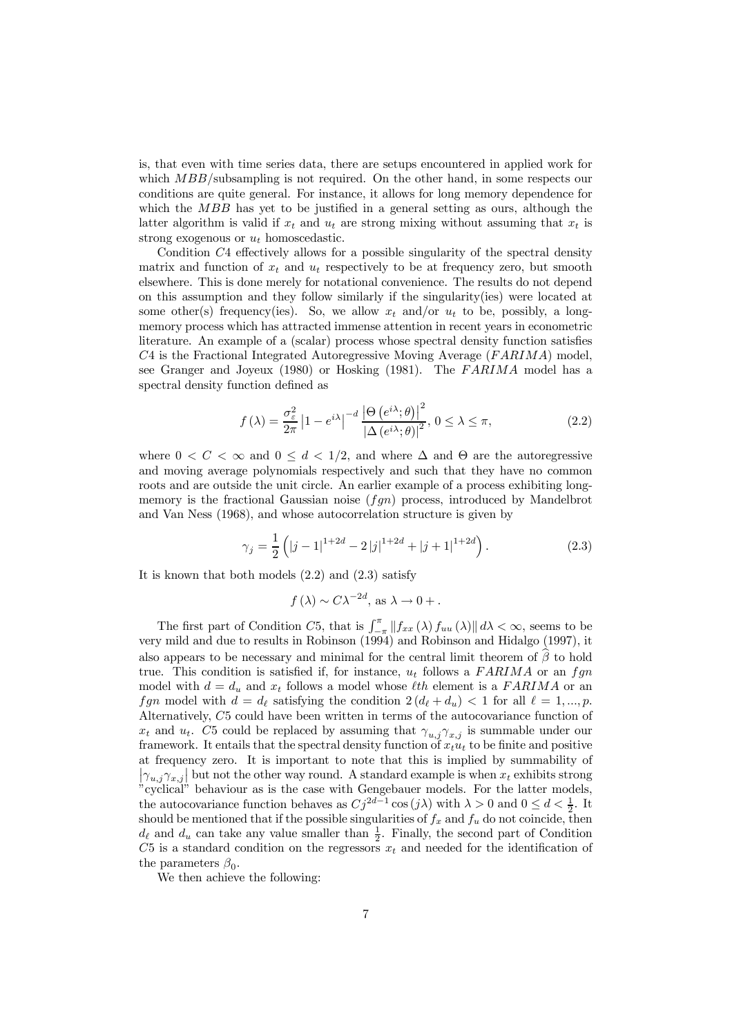is, that even with time series data, there are setups encountered in applied work for which $MBB$/subsampling is not required. On the other hand, in some respects our conditions are quite general. For instance, it allows for long memory dependence for which the $MBB$ has yet to be justified in a general setting as ours, although the latter algorithm is valid if $x_t$ and $u_t$ are strong mixing without assuming that $x_t$ is strong exogenous or $u_t$ homoscedastic.

Condition $C4$ effectively allows for a possible singularity of the spectral density matrix and function of $x_t$ and $u_t$ respectively to be at frequency zero, but smooth elsewhere. This is done merely for notational convenience. The results do not depend on this assumption and they follow similarly if the singularity(ies) were located at some other(s) frequency(ies). So, we allow $x_t$ and/or $u_t$ to be, possibly, a long-memory process which has attracted immense attention in recent years in econometric literature. An example of a (scalar) process whose spectral density function satisfies $C4$ is the Fractional Integrated Autoregressive Moving Average ($FARIMA$) model, see Granger and Joyeux (1980) or Hosking (1981). The $FARIMA$ model has a spectral density function defined as

$$f(\lambda) = \frac{\sigma_\varepsilon^2}{2\pi} \left|1 - e^{i\lambda}\right|^{-d} \frac{\left|\Theta\left(e^{i\lambda};\theta\right)\right|^2}{\left|\Delta\left(e^{i\lambda};\theta\right)\right|^2},\ 0 \leq \lambda \leq \pi, \tag{2.2}$$

where $0 < C < \infty$ and $0 \leq d < 1/2$, and where $\Delta$ and $\Theta$ are the autoregressive and moving average polynomials respectively and such that they have no common roots and are outside the unit circle. An earlier example of a process exhibiting long-memory is the fractional Gaussian noise ($fgn$) process, introduced by Mandelbrot and Van Ness (1968), and whose autocorrelation structure is given by

$$\gamma_j = \frac{1}{2}\left(|j-1|^{1+2d} - 2|j|^{1+2d} + |j+1|^{1+2d}\right). \tag{2.3}$$

It is known that both models (2.2) and (2.3) satisfy

$$f(\lambda) \sim C\lambda^{-2d}, \text{ as } \lambda \to 0+.$$

The first part of Condition $C5$, that is $\int_{-\pi}^{\pi} \|f_{xx}(\lambda) f_{uu}(\lambda)\| d\lambda < \infty$, seems to be very mild and due to results in Robinson (1994) and Robinson and Hidalgo (1997), it also appears to be necessary and minimal for the central limit theorem of $\widehat{\beta}$ to hold true. This condition is satisfied if, for instance, $u_t$ follows a $FARIMA$ or an $fgn$ model with $d = d_u$ and $x_t$ follows a model whose $\ell th$ element is a $FARIMA$ or an $fgn$ model with $d = d_\ell$ satisfying the condition $2(d_\ell + d_u) < 1$ for all $\ell = 1, ..., p$. Alternatively, $C5$ could have been written in terms of the autocovariance function of $x_t$ and $u_t$. $C5$ could be replaced by assuming that $\gamma_{u,j}\gamma_{x,j}$ is summable under our framework. It entails that the spectral density function of $x_t u_t$ to be finite and positive at frequency zero. It is important to note that this is implied by summability of $\left|\gamma_{u,j}\gamma_{x,j}\right|$ but not the other way round. A standard example is when $x_t$ exhibits strong "cyclical" behaviour as is the case with Gengebauer models. For the latter models, the autocovariance function behaves as $Cj^{2d-1}\cos(j\lambda)$ with $\lambda > 0$ and $0 \leq d < \frac{1}{2}$. It should be mentioned that if the possible singularities of $f_x$ and $f_u$ do not coincide, then $d_\ell$ and $d_u$ can take any value smaller than $\frac{1}{2}$. Finally, the second part of Condition $C5$ is a standard condition on the regressors $x_t$ and needed for the identification of the parameters $\beta_0$.

We then achieve the following: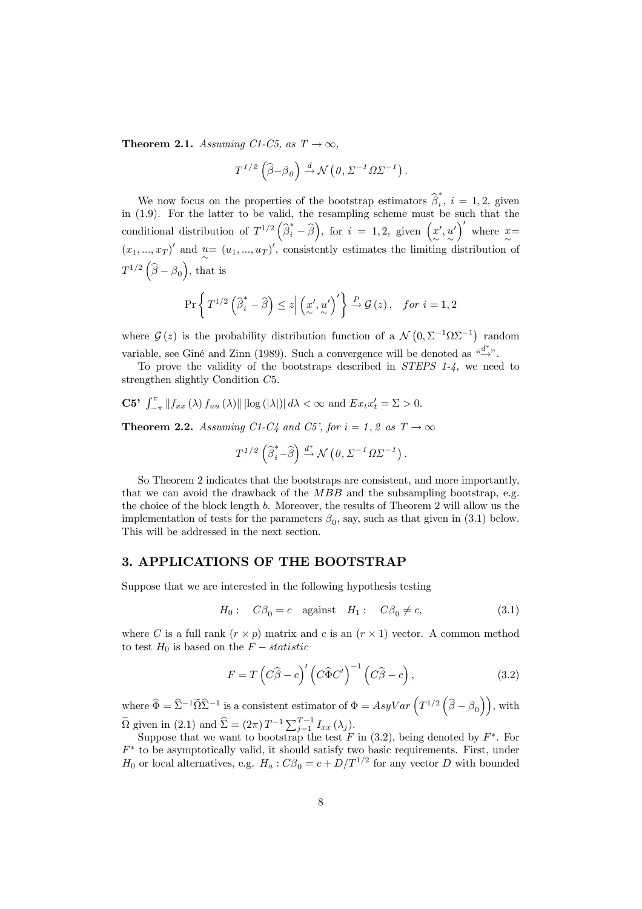**Theorem 2.1.** *Assuming C1-C5, as $T \to \infty$,*

$$T^{1/2}\left(\widehat{\beta}-\beta_0\right) \xrightarrow{d} \mathcal{N}\left(0, \Sigma^{-1}\Omega\Sigma^{-1}\right).$$

We now focus on the properties of the bootstrap estimators $\widehat{\beta}_i^*$, $i = 1, 2$, given in (1.9). For the latter to be valid, the resampling scheme must be such that the conditional distribution of $T^{1/2}\left(\widehat{\beta}_i^* - \widehat{\beta}\right)$, for $i = 1, 2$, given $\left(\underset{\sim}{x}', \underset{\sim}{u}'\right)'$ where $\underset{\sim}{x} = (x_1, ..., x_T)'$ and $\underset{\sim}{u} = (u_1, ..., u_T)'$, consistently estimates the limiting distribution of $T^{1/2}\left(\widehat{\beta} - \beta_0\right)$, that is

$$\Pr\left\{ T^{1/2}\left(\widehat{\beta}_i^* - \widehat{\beta}\right) \leq z \middle| \left(\underset{\sim}{x}', \underset{\sim}{u}'\right)' \right\} \xrightarrow{P} \mathcal{G}(z), \quad for\ i = 1, 2$$

where $\mathcal{G}(z)$ is the probability distribution function of a $\mathcal{N}\left(0, \Sigma^{-1}\Omega\Sigma^{-1}\right)$ random variable, see Giné and Zinn (1989). Such a convergence will be denoted as "$\xrightarrow{d^*}$".

To prove the validity of the bootstraps described in *STEPS 1-4*, we need to strengthen slightly Condition *C*5.

**C5'** $\int_{-\pi}^{\pi} \left\| f_{xx}(\lambda) f_{uu}(\lambda) \right\| \left|\log(|\lambda|)\right| d\lambda < \infty$ and $Ex_t x_t' = \Sigma > 0$.

**Theorem 2.2.** *Assuming C1-C4 and C5', for i = 1, 2 as $T \to \infty$*

$$T^{1/2}\left(\widehat{\beta}_i^* - \widehat{\beta}\right) \xrightarrow{d^*} \mathcal{N}\left(0, \Sigma^{-1}\Omega\Sigma^{-1}\right).$$

So Theorem 2 indicates that the bootstraps are consistent, and more importantly, that we can avoid the drawback of the *MBB* and the subsampling bootstrap, e.g. the choice of the block length $b$. Moreover, the results of Theorem 2 will allow us the implementation of tests for the parameters $\beta_0$, say, such as that given in (3.1) below. This will be addressed in the next section.

## 3. APPLICATIONS OF THE BOOTSTRAP

Suppose that we are interested in the following hypothesis testing

$$H_0: \quad C\beta_0 = c \quad \text{against} \quad H_1: \quad C\beta_0 \neq c, \tag{3.1}$$

where $C$ is a full rank $(r \times p)$ matrix and $c$ is an $(r \times 1)$ vector. A common method to test $H_0$ is based on the $F-statistic$

$$F = T\left(C\widehat{\beta} - c\right)' \left(C\widehat{\Phi}C'\right)^{-1} \left(C\widehat{\beta} - c\right), \tag{3.2}$$

where $\widehat{\Phi} = \widehat{\Sigma}^{-1}\widetilde{\Omega}\widehat{\Sigma}^{-1}$ is a consistent estimator of $\Phi = AsyVar\left(T^{1/2}\left(\widehat{\beta} - \beta_0\right)\right)$, with $\widetilde{\Omega}$ given in (2.1) and $\widehat{\Sigma} = (2\pi) T^{-1} \sum_{j=1}^{T-1} I_{xx}(\lambda_j)$.

Suppose that we want to bootstrap the test $F$ in (3.2), being denoted by $F^*$. For $F^*$ to be asymptotically valid, it should satisfy two basic requirements. First, under $H_0$ or local alternatives, e.g. $H_a: C\beta_0 = c + D/T^{1/2}$ for any vector $D$ with bounded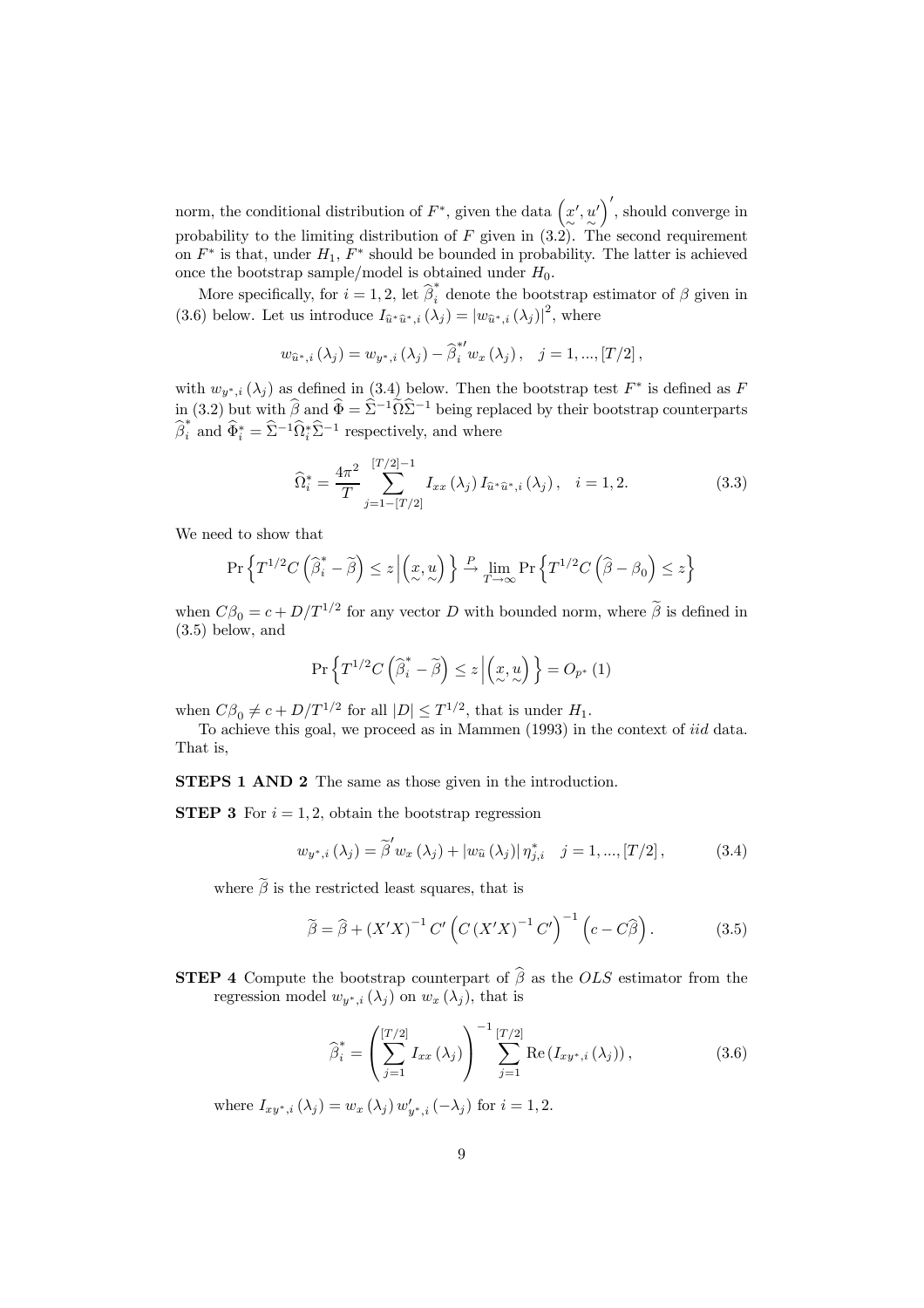norm, the conditional distribution of $F^*$, given the data $\left(\underset{\sim}{x}', \underset{\sim}{u}'\right)'$, should converge in probability to the limiting distribution of $F$ given in (3.2). The second requirement on $F^*$ is that, under $H_1$, $F^*$ should be bounded in probability. The latter is achieved once the bootstrap sample/model is obtained under $H_0$.

More specifically, for $i = 1, 2$, let $\widehat{\beta}_i^*$ denote the bootstrap estimator of $\beta$ given in (3.6) below. Let us introduce $I_{\widehat{u}^*\widehat{u}^*,i}(\lambda_j) = |w_{\widehat{u}^*,i}(\lambda_j)|^2$, where

$$w_{\widehat{u}^*,i}(\lambda_j) = w_{y^*,i}(\lambda_j) - \widehat{\beta}_i^{*\prime} w_x(\lambda_j), \quad j = 1, ..., [T/2],$$

with $w_{y^*,i}(\lambda_j)$ as defined in (3.4) below. Then the bootstrap test $F^*$ is defined as $F$ in (3.2) but with $\widehat{\beta}$ and $\widehat{\Phi} = \widehat{\Sigma}^{-1}\widehat{\Omega}\widehat{\Sigma}^{-1}$ being replaced by their bootstrap counterparts $\widehat{\beta}_i^*$ and $\widehat{\Phi}_i^* = \widehat{\Sigma}^{-1}\widehat{\Omega}_i^*\widehat{\Sigma}^{-1}$ respectively, and where

$$\widehat{\Omega}_i^* = \frac{4\pi^2}{T} \sum_{j=1-[T/2]}^{[T/2]-1} I_{xx}(\lambda_j) I_{\widehat{u}^*\widehat{u}^*,i}(\lambda_j), \quad i = 1, 2. \tag{3.3}$$

We need to show that

$$\Pr\left\{T^{1/2}C\left(\widehat{\beta}_i^* - \widetilde{\beta}\right) \leq z \,\middle|\, \left(\underset{\sim}{x}, \underset{\sim}{u}\right)\right\} \overset{P}{\to} \lim_{T\to\infty} \Pr\left\{T^{1/2}C\left(\widehat{\beta} - \beta_0\right) \leq z\right\}$$

when $C\beta_0 = c + D/T^{1/2}$ for any vector $D$ with bounded norm, where $\widetilde{\beta}$ is defined in (3.5) below, and

$$\Pr\left\{T^{1/2}C\left(\widehat{\beta}_i^* - \widetilde{\beta}\right) \leq z \,\middle|\, \left(\underset{\sim}{x}, \underset{\sim}{u}\right)\right\} = O_{p^*}(1)$$

when $C\beta_0 \neq c + D/T^{1/2}$ for all $|D| \leq T^{1/2}$, that is under $H_1$.

To achieve this goal, we proceed as in Mammen (1993) in the context of *iid* data. That is,

**STEPS 1 AND 2** The same as those given in the introduction.

**STEP 3** For $i = 1, 2$, obtain the bootstrap regression

$$w_{y^*,i}(\lambda_j) = \widetilde{\beta}' w_x(\lambda_j) + |w_{\widehat{u}}(\lambda_j)| \eta_{j,i}^* \quad j = 1, ..., [T/2], \tag{3.4}$$

where $\widetilde{\beta}$ is the restricted least squares, that is

$$\widetilde{\beta} = \widehat{\beta} + (X'X)^{-1} C' \left(C(X'X)^{-1} C'\right)^{-1} \left(c - C\widehat{\beta}\right). \tag{3.5}$$

**STEP 4** Compute the bootstrap counterpart of $\widehat{\beta}$ as the *OLS* estimator from the regression model $w_{y^*,i}(\lambda_j)$ on $w_x(\lambda_j)$, that is

$$\widehat{\beta}_i^* = \left(\sum_{j=1}^{[T/2]} I_{xx}(\lambda_j)\right)^{-1} \sum_{j=1}^{[T/2]} \operatorname{Re}\left(I_{xy^*,i}(\lambda_j)\right), \tag{3.6}$$

where $I_{xy^*,i}(\lambda_j) = w_x(\lambda_j) w'_{y^*,i}(-\lambda_j)$ for $i = 1, 2$.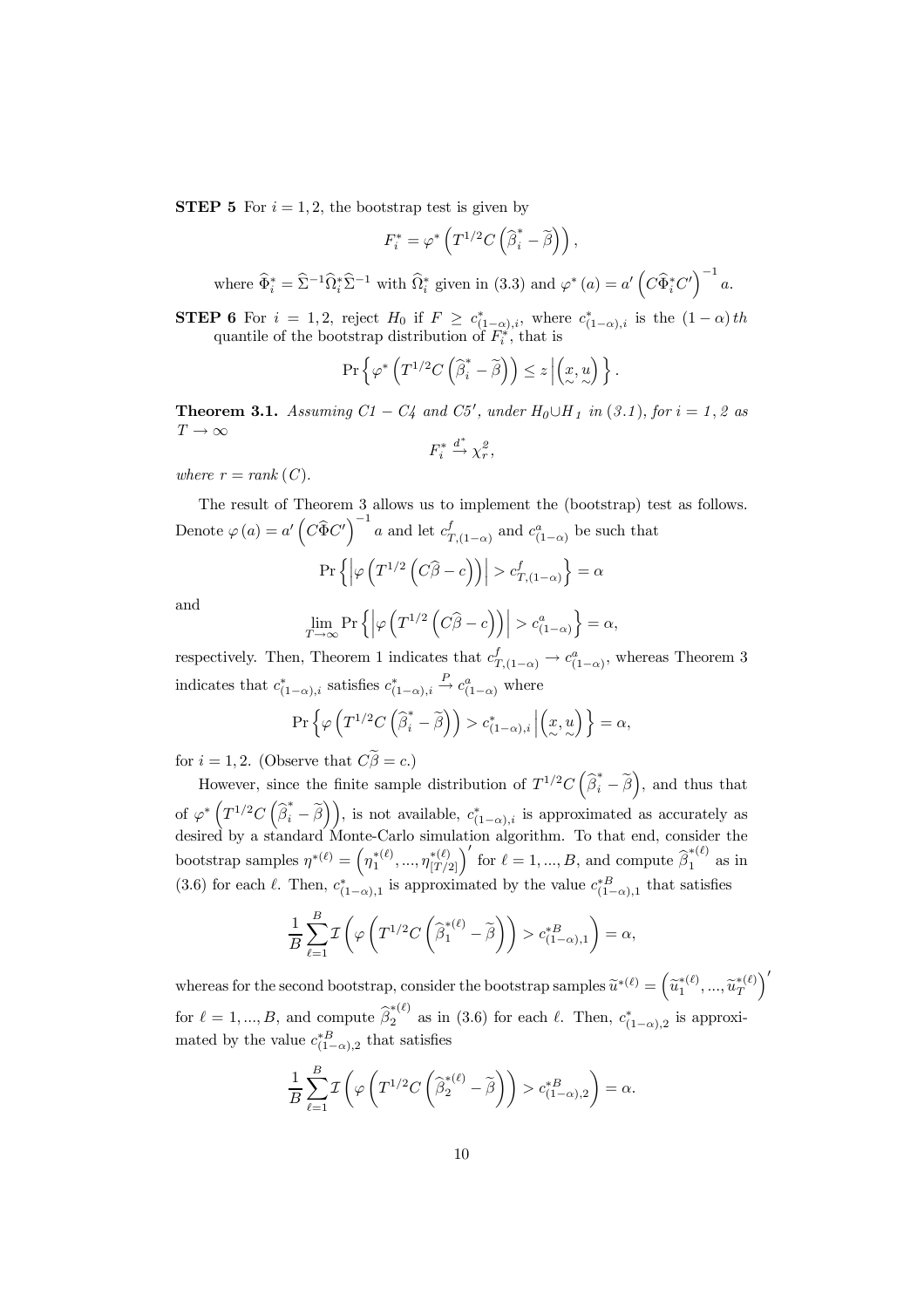**STEP 5** For $i = 1, 2$, the bootstrap test is given by

$$F_i^* = \varphi^* \left( T^{1/2} C \left( \widehat{\beta}_i^* - \widetilde{\beta} \right) \right),$$

where $\widehat{\Phi}_i^* = \widehat{\Sigma}^{-1} \widehat{\Omega}_i^* \widehat{\Sigma}^{-1}$ with $\widehat{\Omega}_i^*$ given in (3.3) and $\varphi^*(a) = a' \left( C \widehat{\Phi}_i^* C' \right)^{-1} a$.

**STEP 6** For $i = 1, 2$, reject $H_0$ if $F \geq c^*_{(1-\alpha),i}$, where $c^*_{(1-\alpha),i}$ is the $(1-\alpha)\,th$ quantile of the bootstrap distribution of $F_i^*$, that is

$$\Pr \left\{ \varphi^* \left( T^{1/2} C \left( \widehat{\beta}_i^* - \widetilde{\beta} \right) \right) \leq z \left| \left( \underset{\sim}{x}, \underset{\sim}{u} \right) \right. \right\}.$$

**Theorem 3.1.** *Assuming C1 − C4 and C5′, under $H_0 \cup H_1$ in (3.1), for $i = 1, 2$ as $T \to \infty$*

$$F_i^* \xrightarrow{d^*} \chi_r^2,$$

*where $r = rank\,(C)$.*

The result of Theorem 3 allows us to implement the (bootstrap) test as follows. Denote $\varphi(a) = a' \left( C \widehat{\Phi} C' \right)^{-1} a$ and let $c^f_{T,(1-\alpha)}$ and $c^a_{(1-\alpha)}$ be such that

$$\Pr \left\{ \left| \varphi \left( T^{1/2} \left( C \widehat{\beta} - c \right) \right) \right| > c^f_{T,(1-\alpha)} \right\} = \alpha$$

and

$$\lim_{T \to \infty} \Pr \left\{ \left| \varphi \left( T^{1/2} \left( C \widehat{\beta} - c \right) \right) \right| > c^a_{(1-\alpha)} \right\} = \alpha,$$

respectively. Then, Theorem 1 indicates that $c^f_{T,(1-\alpha)} \to c^a_{(1-\alpha)}$, whereas Theorem 3 indicates that $c^*_{(1-\alpha),i}$ satisfies $c^*_{(1-\alpha),i} \xrightarrow{P} c^a_{(1-\alpha)}$ where

$$\Pr \left\{ \varphi \left( T^{1/2} C \left( \widehat{\beta}_i^* - \widetilde{\beta} \right) \right) > c^*_{(1-\alpha),i} \left| \left( \underset{\sim}{x}, \underset{\sim}{u} \right) \right. \right\} = \alpha,$$

for $i = 1, 2$. (Observe that $C \widetilde{\beta} = c$.)

However, since the finite sample distribution of $T^{1/2} C \left( \widehat{\beta}_i^* - \widetilde{\beta} \right)$, and thus that of $\varphi^* \left( T^{1/2} C \left( \widehat{\beta}_i^* - \widetilde{\beta} \right) \right)$, is not available, $c^*_{(1-\alpha),i}$ is approximated as accurately as desired by a standard Monte-Carlo simulation algorithm. To that end, consider the bootstrap samples $\eta^{*(\ell)} = \left( \eta_1^{*(\ell)}, ..., \eta_{[T/2]}^{*(\ell)} \right)'$ for $\ell = 1, ..., B$, and compute $\widehat{\beta}_1^{*(\ell)}$ as in (3.6) for each $\ell$. Then, $c^*_{(1-\alpha),1}$ is approximated by the value $c^{*B}_{(1-\alpha),1}$ that satisfies

$$\frac{1}{B} \sum_{\ell=1}^{B} \mathcal{I} \left( \varphi \left( T^{1/2} C \left( \widehat{\beta}_1^{*(\ell)} - \widetilde{\beta} \right) \right) > c^{*B}_{(1-\alpha),1} \right) = \alpha,$$

whereas for the second bootstrap, consider the bootstrap samples $\widetilde{u}^{*(\ell)} = \left( \widetilde{u}_1^{*(\ell)}, ..., \widetilde{u}_T^{*(\ell)} \right)'$ for $\ell = 1, ..., B$, and compute $\widehat{\beta}_2^{*(\ell)}$ as in (3.6) for each $\ell$. Then, $c^*_{(1-\alpha),2}$ is approximated by the value $c^{*B}_{(1-\alpha),2}$ that satisfies

$$\frac{1}{B} \sum_{\ell=1}^{B} \mathcal{I} \left( \varphi \left( T^{1/2} C \left( \widehat{\beta}_2^{*(\ell)} - \widetilde{\beta} \right) \right) > c^{*B}_{(1-\alpha),2} \right) = \alpha.$$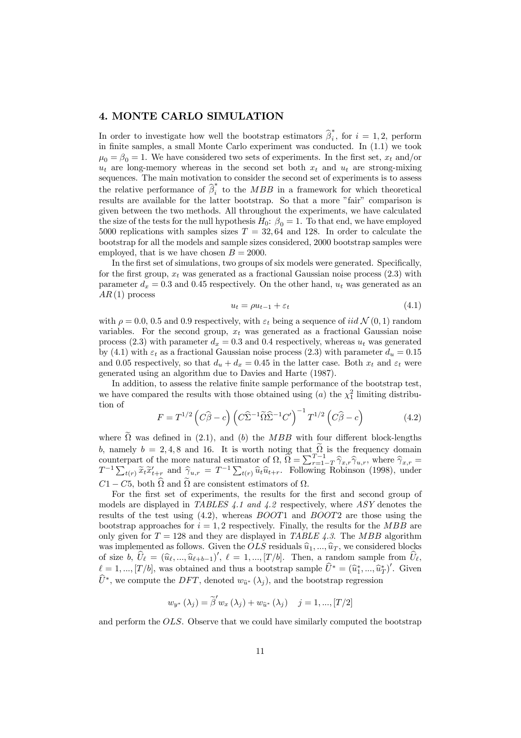## 4. MONTE CARLO SIMULATION

In order to investigate how well the bootstrap estimators $\widehat{\beta}_i^*$, for $i = 1, 2$, perform in finite samples, a small Monte Carlo experiment was conducted. In (1.1) we took $\mu_0 = \beta_0 = 1$. We have considered two sets of experiments. In the first set, $x_t$ and/or $u_t$ are long-memory whereas in the second set both $x_t$ and $u_t$ are strong-mixing sequences. The main motivation to consider the second set of experiments is to assess the relative performance of $\widehat{\beta}_i^*$ to the $MBB$ in a framework for which theoretical results are available for the latter bootstrap. So that a more "fair" comparison is given between the two methods. All throughout the experiments, we have calculated the size of the tests for the null hypothesis $H_0$: $\beta_0 = 1$. To that end, we have employed 5000 replications with samples sizes $T = 32, 64$ and 128. In order to calculate the bootstrap for all the models and sample sizes considered, 2000 bootstrap samples were employed, that is we have chosen $B = 2000$.

In the first set of simulations, two groups of six models were generated. Specifically, for the first group, $x_t$ was generated as a fractional Gaussian noise process (2.3) with parameter $d_x = 0.3$ and 0.45 respectively. On the other hand, $u_t$ was generated as an $AR(1)$ process

$$u_t = \rho u_{t-1} + \varepsilon_t \tag{4.1}$$

with $\rho = 0.0$, 0.5 and 0.9 respectively, with $\varepsilon_t$ being a sequence of $iid\ \mathcal{N}(0,1)$ random variables. For the second group, $x_t$ was generated as a fractional Gaussian noise process (2.3) with parameter $d_x = 0.3$ and 0.4 respectively, whereas $u_t$ was generated by (4.1) with $\varepsilon_t$ as a fractional Gaussian noise process (2.3) with parameter $d_u = 0.15$ and 0.05 respectively, so that $d_u + d_x = 0.45$ in the latter case. Both $x_t$ and $\varepsilon_t$ were generated using an algorithm due to Davies and Harte (1987).

In addition, to assess the relative finite sample performance of the bootstrap test, we have compared the results with those obtained using ($a$) the $\chi_1^2$ limiting distribution of

$$F = T^{1/2}\left(C\widehat{\beta} - c\right)\left(C\widehat{\Sigma}^{-1}\widetilde{\Omega}\widehat{\Sigma}^{-1}C'\right)^{-1} T^{1/2}\left(C\widehat{\beta} - c\right) \tag{4.2}$$

where $\widetilde{\Omega}$ was defined in (2.1), and ($b$) the $MBB$ with four different block-lengths $b$, namely $b = 2, 4, 8$ and 16. It is worth noting that $\widetilde{\Omega}$ is the frequency domain counterpart of the more natural estimator of $\Omega$, $\widehat{\Omega} = \sum_{r=1-T}^{T-1} \widehat{\gamma}_{x,r}\widehat{\gamma}_{u,r}$, where $\widehat{\gamma}_{x,r} = T^{-1}\sum_{t(r)} \widetilde{x}_t \widetilde{x}'_{t+r}$ and $\widehat{\gamma}_{u,r} = T^{-1}\sum_{t(r)} \widehat{u}_t \widehat{u}_{t+r}$. Following Robinson (1998), under $C1 - C5$, both $\widehat{\Omega}$ and $\widetilde{\Omega}$ are consistent estimators of $\Omega$.

For the first set of experiments, the results for the first and second group of models are displayed in *TABLES 4.1 and 4.2* respectively, where $ASY$ denotes the results of the test using (4.2), whereas $BOOT1$ and $BOOT2$ are those using the bootstrap approaches for $i = 1, 2$ respectively. Finally, the results for the $MBB$ are only given for $T = 128$ and they are displayed in *TABLE 4.3*. The $MBB$ algorithm was implemented as follows. Given the $OLS$ residuals $\widehat{u}_1, ..., \widehat{u}_T$, we considered blocks of size $b$, $\widehat{U}_\ell = (\widehat{u}_\ell, ..., \widehat{u}_{\ell+b-1})'$, $\ell = 1, ..., [T/b]$. Then, a random sample from $\widehat{U}_\ell$, $\ell = 1, ..., [T/b]$, was obtained and thus a bootstrap sample $\widehat{U}^* = (\widehat{u}_1^*, ..., \widehat{u}_T^*)'$. Given $\widehat{U}^*$, we compute the $DFT$, denoted $w_{\widehat{u}^*}(\lambda_j)$, and the bootstrap regression

$$w_{y^*}(\lambda_j) = \widetilde{\beta}' w_x(\lambda_j) + w_{\widehat{u}^*}(\lambda_j) \quad j = 1, ..., [T/2]$$

and perform the $OLS$. Observe that we could have similarly computed the bootstrap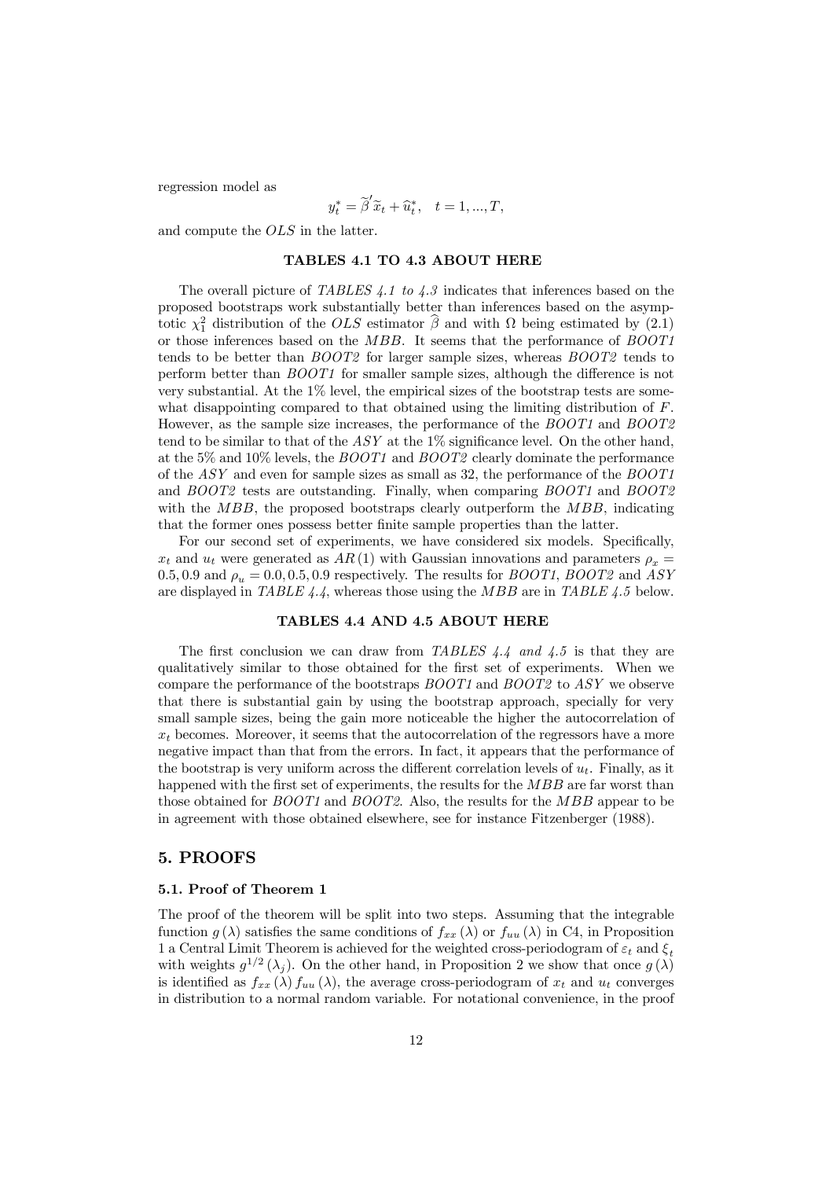regression model as

$$y_t^* = \widetilde{\beta}' \widetilde{x}_t + \widehat{u}_t^*, \quad t = 1, ..., T,$$

and compute the *OLS* in the latter.

**TABLES 4.1 TO 4.3 ABOUT HERE**

The overall picture of *TABLES 4.1 to 4.3* indicates that inferences based on the proposed bootstraps work substantially better than inferences based on the asymptotic $\chi_1^2$ distribution of the *OLS* estimator $\widehat{\beta}$ and with $\Omega$ being estimated by (2.1) or those inferences based on the *MBB*. It seems that the performance of *BOOT1* tends to be better than *BOOT2* for larger sample sizes, whereas *BOOT2* tends to perform better than *BOOT1* for smaller sample sizes, although the difference is not very substantial. At the 1% level, the empirical sizes of the bootstrap tests are somewhat disappointing compared to that obtained using the limiting distribution of $F$. However, as the sample size increases, the performance of the *BOOT1* and *BOOT2* tend to be similar to that of the *ASY* at the 1% significance level. On the other hand, at the 5% and 10% levels, the *BOOT1* and *BOOT2* clearly dominate the performance of the *ASY* and even for sample sizes as small as 32, the performance of the *BOOT1* and *BOOT2* tests are outstanding. Finally, when comparing *BOOT1* and *BOOT2* with the *MBB*, the proposed bootstraps clearly outperform the *MBB*, indicating that the former ones possess better finite sample properties than the latter.

For our second set of experiments, we have considered six models. Specifically, $x_t$ and $u_t$ were generated as $AR(1)$ with Gaussian innovations and parameters $\rho_x = 0.5, 0.9$ and $\rho_u = 0.0, 0.5, 0.9$ respectively. The results for *BOOT1*, *BOOT2* and *ASY* are displayed in *TABLE 4.4*, whereas those using the *MBB* are in *TABLE 4.5* below.

**TABLES 4.4 AND 4.5 ABOUT HERE**

The first conclusion we can draw from *TABLES 4.4 and 4.5* is that they are qualitatively similar to those obtained for the first set of experiments. When we compare the performance of the bootstraps *BOOT1* and *BOOT2* to *ASY* we observe that there is substantial gain by using the bootstrap approach, specially for very small sample sizes, being the gain more noticeable the higher the autocorrelation of $x_t$ becomes. Moreover, it seems that the autocorrelation of the regressors have a more negative impact than that from the errors. In fact, it appears that the performance of the bootstrap is very uniform across the different correlation levels of $u_t$. Finally, as it happened with the first set of experiments, the results for the *MBB* are far worst than those obtained for *BOOT1* and *BOOT2*. Also, the results for the *MBB* appear to be in agreement with those obtained elsewhere, see for instance Fitzenberger (1988).

## 5. PROOFS

### 5.1. Proof of Theorem 1

The proof of the theorem will be split into two steps. Assuming that the integrable function $g(\lambda)$ satisfies the same conditions of $f_{xx}(\lambda)$ or $f_{uu}(\lambda)$ in C4, in Proposition 1 a Central Limit Theorem is achieved for the weighted cross-periodogram of $\varepsilon_t$ and $\xi_t$ with weights $g^{1/2}(\lambda_j)$. On the other hand, in Proposition 2 we show that once $g(\lambda)$ is identified as $f_{xx}(\lambda) f_{uu}(\lambda)$, the average cross-periodogram of $x_t$ and $u_t$ converges in distribution to a normal random variable. For notational convenience, in the proof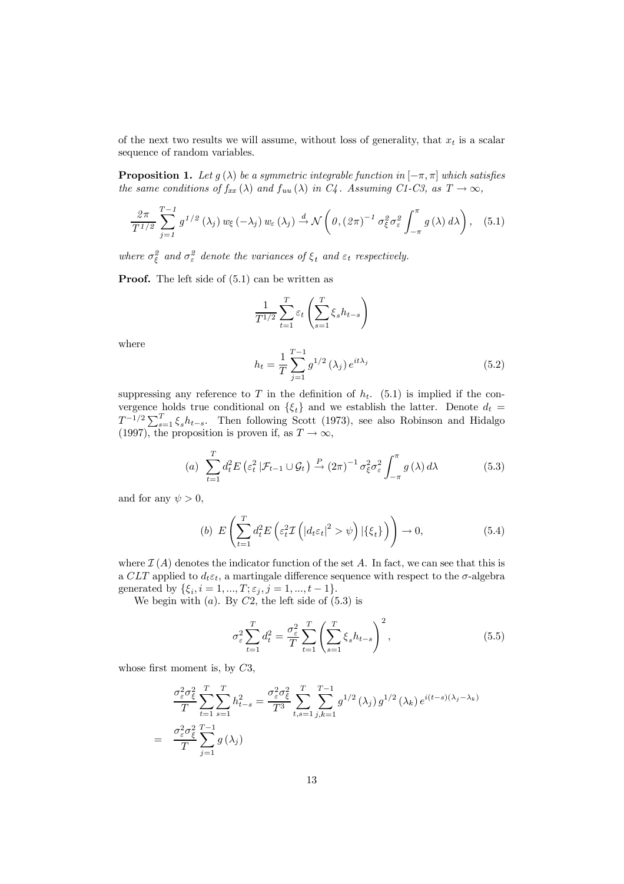of the next two results we will assume, without loss of generality, that $x_t$ is a scalar sequence of random variables.

**Proposition 1.** *Let $g(\lambda)$ be a symmetric integrable function in $[-\pi, \pi]$ which satisfies the same conditions of $f_{xx}(\lambda)$ and $f_{uu}(\lambda)$ in C4. Assuming C1-C3, as $T \to \infty$,*

$$\frac{2\pi}{T^{1/2}} \sum_{j=1}^{T-1} g^{1/2}(\lambda_j) w_\xi(-\lambda_j) w_\varepsilon(\lambda_j) \xrightarrow{d} \mathcal{N}\left(0, (2\pi)^{-1} \sigma_\xi^2 \sigma_\varepsilon^2 \int_{-\pi}^{\pi} g(\lambda) d\lambda\right), \quad (5.1)$$

*where $\sigma_\xi^2$ and $\sigma_\varepsilon^2$ denote the variances of $\xi_t$ and $\varepsilon_t$ respectively.*

**Proof.** The left side of (5.1) can be written as

$$\frac{1}{T^{1/2}} \sum_{t=1}^{T} \varepsilon_t \left( \sum_{s=1}^{T} \xi_s h_{t-s} \right)$$

where

$$h_t = \frac{1}{T} \sum_{j=1}^{T-1} g^{1/2}(\lambda_j) e^{it\lambda_j} \quad (5.2)$$

suppressing any reference to $T$ in the definition of $h_t$. (5.1) is implied if the convergence holds true conditional on $\{\xi_t\}$ and we establish the latter. Denote $d_t = T^{-1/2} \sum_{s=1}^{T} \xi_s h_{t-s}$. Then following Scott (1973), see also Robinson and Hidalgo (1997), the proposition is proven if, as $T \to \infty$,

$$(a) \ \sum_{t=1}^{T} d_t^2 E\left(\varepsilon_t^2 \,|\mathcal{F}_{t-1} \cup \mathcal{G}_t\right) \xrightarrow{P} (2\pi)^{-1} \sigma_\xi^2 \sigma_\varepsilon^2 \int_{-\pi}^{\pi} g(\lambda) d\lambda \quad (5.3)$$

and for any $\psi > 0$,

$$(b) \ E\left( \sum_{t=1}^{T} d_t^2 E\left(\varepsilon_t^2 \mathcal{I}\left(|d_t \varepsilon_t|^2 > \psi\right) |\{\xi_t\}\right) \right) \to 0, \quad (5.4)$$

where $\mathcal{I}(A)$ denotes the indicator function of the set $A$. In fact, we can see that this is a $CLT$ applied to $d_t \varepsilon_t$, a martingale difference sequence with respect to the $\sigma$-algebra generated by $\{\xi_i, i = 1, ..., T; \varepsilon_j, j = 1, ..., t-1\}$.

We begin with $(a)$. By $C2$, the left side of (5.3) is

$$\sigma_\varepsilon^2 \sum_{t=1}^{T} d_t^2 = \frac{\sigma_\varepsilon^2}{T} \sum_{t=1}^{T} \left( \sum_{s=1}^{T} \xi_s h_{t-s} \right)^2, \quad (5.5)$$

whose first moment is, by $C3$,

$$\begin{aligned}
\frac{\sigma_\varepsilon^2 \sigma_\xi^2}{T} \sum_{t=1}^{T} \sum_{s=1}^{T} h_{t-s}^2 &= \frac{\sigma_\varepsilon^2 \sigma_\xi^2}{T^3} \sum_{t,s=1}^{T} \sum_{j,k=1}^{T-1} g^{1/2}(\lambda_j) g^{1/2}(\lambda_k) e^{i(t-s)(\lambda_j - \lambda_k)} \\
&= \frac{\sigma_\varepsilon^2 \sigma_\xi^2}{T} \sum_{j=1}^{T-1} g(\lambda_j)
\end{aligned}$$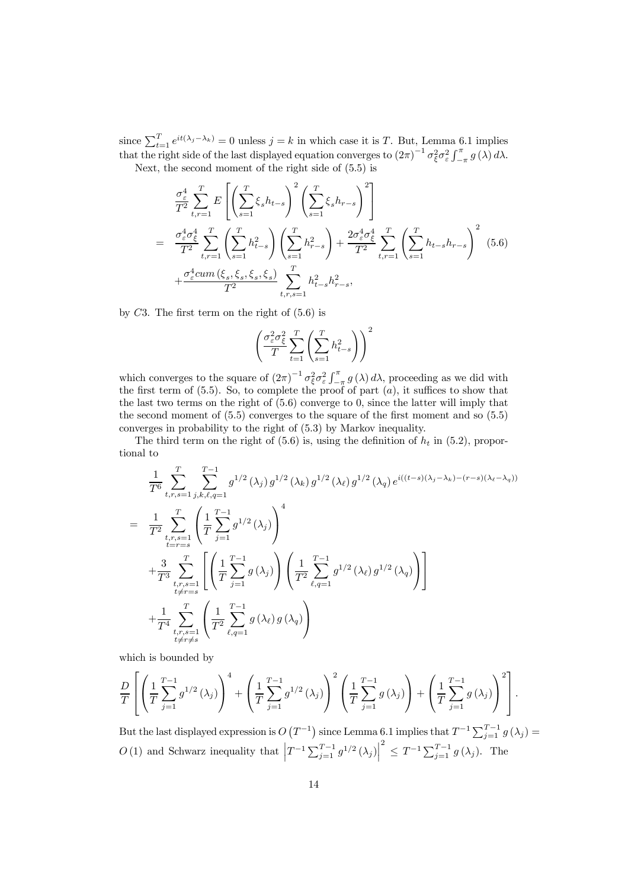since $\sum_{t=1}^{T} e^{it(\lambda_j - \lambda_k)} = 0$ unless $j = k$ in which case it is $T$. But, Lemma 6.1 implies that the right side of the last displayed equation converges to $(2\pi)^{-1} \sigma_\xi^2 \sigma_\varepsilon^2 \int_{-\pi}^{\pi} g(\lambda) d\lambda$.

Next, the second moment of the right side of (5.5) is

$$
\begin{aligned}
&\frac{\sigma_\varepsilon^4}{T^2} \sum_{t,r=1}^{T} E\left[ \left( \sum_{s=1}^{T} \xi_s h_{t-s} \right)^2 \left( \sum_{s=1}^{T} \xi_s h_{r-s} \right)^2 \right] \\
= \;& \frac{\sigma_\varepsilon^4 \sigma_\xi^4}{T^2} \sum_{t,r=1}^{T} \left( \sum_{s=1}^{T} h_{t-s}^2 \right) \left( \sum_{s=1}^{T} h_{r-s}^2 \right) + \frac{2\sigma_\varepsilon^4 \sigma_\xi^4}{T^2} \sum_{t,r=1}^{T} \left( \sum_{s=1}^{T} h_{t-s} h_{r-s} \right)^2 \quad (5.6) \\
& + \frac{\sigma_\varepsilon^4 cum(\xi_s, \xi_s, \xi_s, \xi_s)}{T^2} \sum_{t,r,s=1}^{T} h_{t-s}^2 h_{r-s}^2,
\end{aligned}
$$

by $C3$. The first term on the right of (5.6) is

$$
\left( \frac{\sigma_\varepsilon^2 \sigma_\xi^2}{T} \sum_{t=1}^{T} \left( \sum_{s=1}^{T} h_{t-s}^2 \right) \right)^2
$$

which converges to the square of $(2\pi)^{-1} \sigma_\xi^2 \sigma_\varepsilon^2 \int_{-\pi}^{\pi} g(\lambda) d\lambda$, proceeding as we did with the first term of (5.5). So, to complete the proof of part $(a)$, it suffices to show that the last two terms on the right of (5.6) converge to 0, since the latter will imply that the second moment of (5.5) converges to the square of the first moment and so (5.5) converges in probability to the right of (5.3) by Markov inequality.

The third term on the right of (5.6) is, using the definition of $h_t$ in (5.2), proportional to

$$
\begin{aligned}
&\frac{1}{T^6} \sum_{t,r,s=1}^{T} \sum_{j,k,\ell,q=1}^{T-1} g^{1/2}(\lambda_j) g^{1/2}(\lambda_k) g^{1/2}(\lambda_\ell) g^{1/2}(\lambda_q) e^{i((t-s)(\lambda_j - \lambda_k) - (r-s)(\lambda_\ell - \lambda_q))} \\
= \;& \frac{1}{T^2} \sum_{\substack{t,r,s=1 \\ t=r=s}}^{T} \left( \frac{1}{T} \sum_{j=1}^{T-1} g^{1/2}(\lambda_j) \right)^4 \\
& + \frac{3}{T^3} \sum_{\substack{t,r,s=1 \\ t \neq r = s}}^{T} \left[ \left( \frac{1}{T} \sum_{j=1}^{T-1} g(\lambda_j) \right) \left( \frac{1}{T^2} \sum_{\ell,q=1}^{T-1} g^{1/2}(\lambda_\ell) g^{1/2}(\lambda_q) \right) \right] \\
& + \frac{1}{T^4} \sum_{\substack{t,r,s=1 \\ t \neq r \neq s}}^{T} \left( \frac{1}{T^2} \sum_{\ell,q=1}^{T-1} g(\lambda_\ell) g(\lambda_q) \right)
\end{aligned}
$$

which is bounded by

$$
\frac{D}{T} \left[ \left( \frac{1}{T} \sum_{j=1}^{T-1} g^{1/2}(\lambda_j) \right)^4 + \left( \frac{1}{T} \sum_{j=1}^{T-1} g^{1/2}(\lambda_j) \right)^2 \left( \frac{1}{T} \sum_{j=1}^{T-1} g(\lambda_j) \right) + \left( \frac{1}{T} \sum_{j=1}^{T-1} g(\lambda_j) \right)^2 \right].
$$

But the last displayed expression is $O(T^{-1})$ since Lemma 6.1 implies that $T^{-1} \sum_{j=1}^{T-1} g(\lambda_j) = O(1)$ and Schwarz inequality that $\left| T^{-1} \sum_{j=1}^{T-1} g^{1/2}(\lambda_j) \right|^2 \leq T^{-1} \sum_{j=1}^{T-1} g(\lambda_j)$. The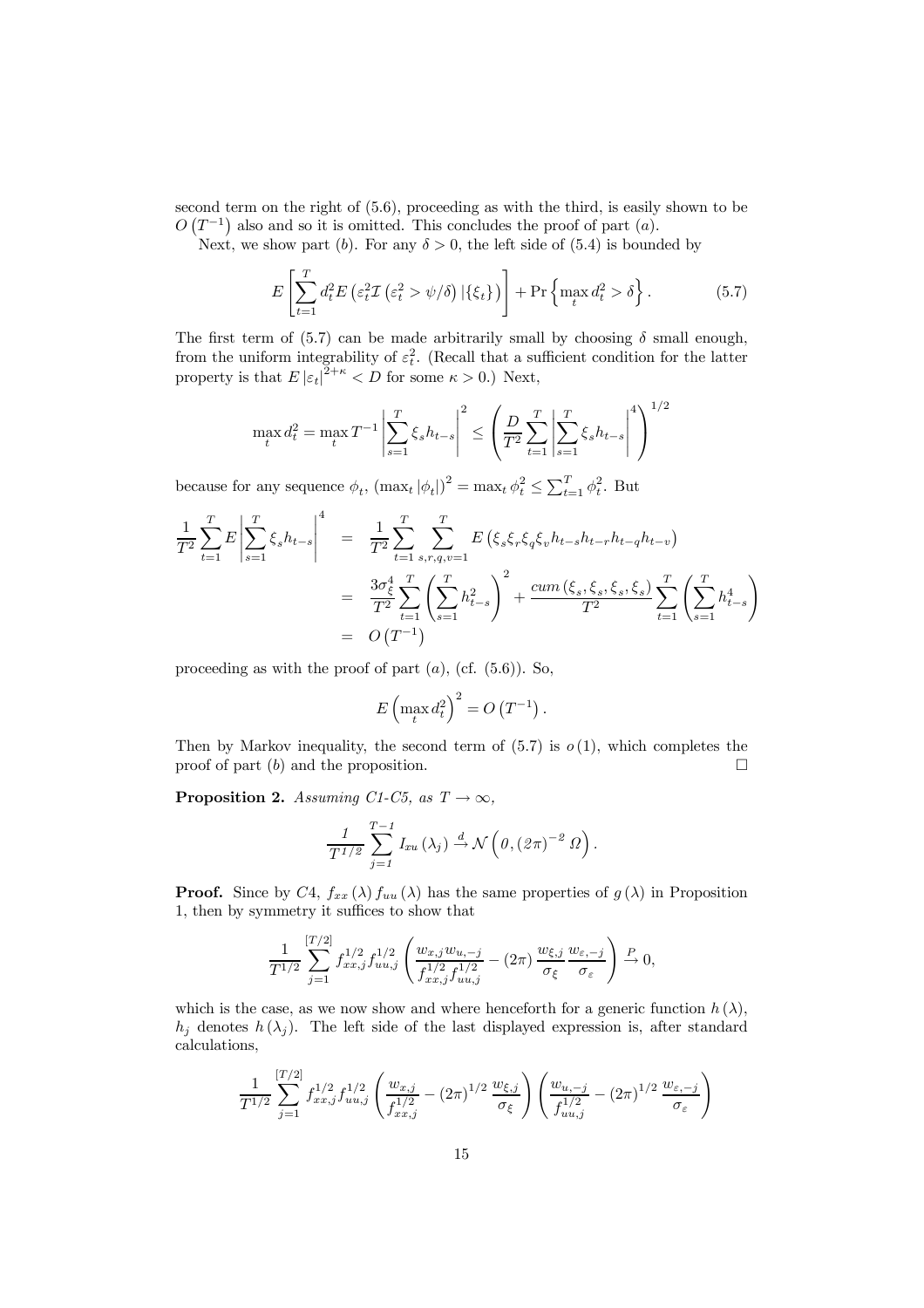second term on the right of (5.6), proceeding as with the third, is easily shown to be $O\left(T^{-1}\right)$ also and so it is omitted. This concludes the proof of part $(a)$.

Next, we show part $(b)$. For any $\delta > 0$, the left side of (5.4) is bounded by

$$E\left[\sum_{t=1}^{T} d_t^2 E\left(\varepsilon_t^2 \mathcal{I}\left(\varepsilon_t^2 > \psi/\delta\right)|\{\xi_t\}\right)\right] + \Pr\left\{\max_t d_t^2 > \delta\right\}. \tag{5.7}$$

The first term of (5.7) can be made arbitrarily small by choosing $\delta$ small enough, from the uniform integrability of $\varepsilon_t^2$. (Recall that a sufficient condition for the latter property is that $E\left|\varepsilon_t\right|^{2+\kappa} < D$ for some $\kappa > 0$.) Next,

$$\max_t d_t^2 = \max_t T^{-1}\left|\sum_{s=1}^{T}\xi_s h_{t-s}\right|^2 \leq \left(\frac{D}{T^2}\sum_{t=1}^{T}\left|\sum_{s=1}^{T}\xi_s h_{t-s}\right|^4\right)^{1/2}$$

because for any sequence $\phi_t$, $\left(\max_t|\phi_t|\right)^2 = \max_t \phi_t^2 \leq \sum_{t=1}^{T}\phi_t^2$. But

$$\begin{aligned}
\frac{1}{T^2}\sum_{t=1}^{T}E\left|\sum_{s=1}^{T}\xi_s h_{t-s}\right|^4 &= \frac{1}{T^2}\sum_{t=1}^{T}\sum_{s,r,q,v=1}^{T}E\left(\xi_s\xi_r\xi_q\xi_v h_{t-s}h_{t-r}h_{t-q}h_{t-v}\right)\\
&= \frac{3\sigma_\xi^4}{T^2}\sum_{t=1}^{T}\left(\sum_{s=1}^{T}h_{t-s}^2\right)^2 + \frac{cum\left(\xi_s,\xi_s,\xi_s,\xi_s\right)}{T^2}\sum_{t=1}^{T}\left(\sum_{s=1}^{T}h_{t-s}^4\right)\\
&= O\left(T^{-1}\right)
\end{aligned}$$

proceeding as with the proof of part $(a)$, (cf. (5.6)). So,

$$E\left(\max_t d_t^2\right)^2 = O\left(T^{-1}\right).$$

Then by Markov inequality, the second term of (5.7) is $o(1)$, which completes the proof of part $(b)$ and the proposition. □

**Proposition 2.** *Assuming C1-C5, as* $T \to \infty$,

$$\frac{1}{T^{1/2}}\sum_{j=1}^{T-1}I_{xu}\left(\lambda_j\right) \xrightarrow{d} \mathcal{N}\left(0,(2\pi)^{-2}\,\Omega\right).$$

**Proof.** Since by C4, $f_{xx}(\lambda)\,f_{uu}(\lambda)$ has the same properties of $g(\lambda)$ in Proposition 1, then by symmetry it suffices to show that

$$\frac{1}{T^{1/2}}\sum_{j=1}^{[T/2]}f_{xx,j}^{1/2}f_{uu,j}^{1/2}\left(\frac{w_{x,j}w_{u,-j}}{f_{xx,j}^{1/2}f_{uu,j}^{1/2}} - (2\pi)\frac{w_{\xi,j}}{\sigma_\xi}\frac{w_{\varepsilon,-j}}{\sigma_\varepsilon}\right) \xrightarrow{P} 0,$$

which is the case, as we now show and where henceforth for a generic function $h(\lambda)$, $h_j$ denotes $h(\lambda_j)$. The left side of the last displayed expression is, after standard calculations,

$$\frac{1}{T^{1/2}}\sum_{j=1}^{[T/2]}f_{xx,j}^{1/2}f_{uu,j}^{1/2}\left(\frac{w_{x,j}}{f_{xx,j}^{1/2}} - (2\pi)^{1/2}\frac{w_{\xi,j}}{\sigma_\xi}\right)\left(\frac{w_{u,-j}}{f_{uu,j}^{1/2}} - (2\pi)^{1/2}\frac{w_{\varepsilon,-j}}{\sigma_\varepsilon}\right)$$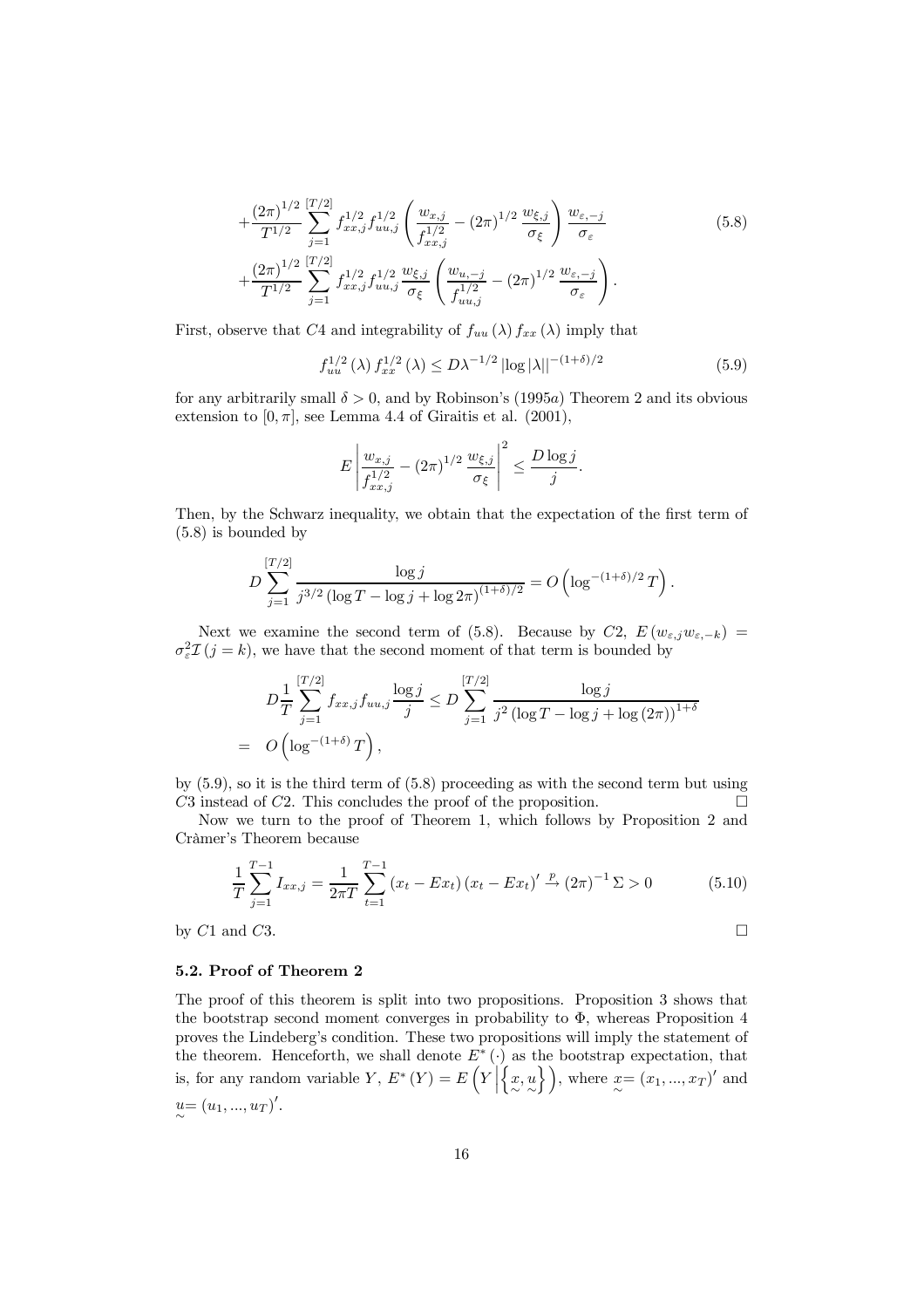$$
\begin{aligned}
&+\frac{(2\pi)^{1/2}}{T^{1/2}} \sum_{j=1}^{[T/2]} f_{xx,j}^{1/2} f_{uu,j}^{1/2} \left( \frac{w_{x,j}}{f_{xx,j}^{1/2}} - (2\pi)^{1/2} \frac{w_{\xi,j}}{\sigma_\xi} \right) \frac{w_{\varepsilon,-j}}{\sigma_\varepsilon} \\
&+\frac{(2\pi)^{1/2}}{T^{1/2}} \sum_{j=1}^{[T/2]} f_{xx,j}^{1/2} f_{uu,j}^{1/2} \frac{w_{\xi,j}}{\sigma_\xi} \left( \frac{w_{u,-j}}{f_{uu,j}^{1/2}} - (2\pi)^{1/2} \frac{w_{\varepsilon,-j}}{\sigma_\varepsilon} \right).
\end{aligned} \tag{5.8}
$$

First, observe that $C4$ and integrability of $f_{uu}(\lambda) f_{xx}(\lambda)$ imply that

$$
f_{uu}^{1/2}(\lambda) f_{xx}^{1/2}(\lambda) \leq D \lambda^{-1/2} |\log|\lambda||^{-(1+\delta)/2} \tag{5.9}
$$

for any arbitrarily small $\delta > 0$, and by Robinson's (1995$a$) Theorem 2 and its obvious extension to $[0, \pi]$, see Lemma 4.4 of Giraitis et al. (2001),

$$
E \left| \frac{w_{x,j}}{f_{xx,j}^{1/2}} - (2\pi)^{1/2} \frac{w_{\xi,j}}{\sigma_\xi} \right|^2 \leq \frac{D \log j}{j}.
$$

Then, by the Schwarz inequality, we obtain that the expectation of the first term of (5.8) is bounded by

$$
D \sum_{j=1}^{[T/2]} \frac{\log j}{j^{3/2} (\log T - \log j + \log 2\pi)^{(1+\delta)/2}} = O\left( \log^{-(1+\delta)/2} T \right).
$$

Next we examine the second term of (5.8). Because by $C2$, $E(w_{\varepsilon,j} w_{\varepsilon,-k}) = \sigma_\varepsilon^2 \mathcal{I}(j = k)$, we have that the second moment of that term is bounded by

$$
\begin{aligned}
&D \frac{1}{T} \sum_{j=1}^{[T/2]} f_{xx,j} f_{uu,j} \frac{\log j}{j} \leq D \sum_{j=1}^{[T/2]} \frac{\log j}{j^2 (\log T - \log j + \log(2\pi))^{1+\delta}} \\
&= O\left( \log^{-(1+\delta)} T \right),
\end{aligned}
$$

by (5.9), so it is the third term of (5.8) proceeding as with the second term but using $C3$ instead of $C2$. This concludes the proof of the proposition. □

Now we turn to the proof of Theorem 1, which follows by Proposition 2 and Cràmer's Theorem because

$$
\frac{1}{T} \sum_{j=1}^{T-1} I_{xx,j} = \frac{1}{2\pi T} \sum_{t=1}^{T-1} (x_t - Ex_t)(x_t - Ex_t)' \xrightarrow{p} (2\pi)^{-1} \Sigma > 0 \tag{5.10}
$$

by $C1$ and $C3$. □

### 5.2. Proof of Theorem 2

The proof of this theorem is split into two propositions. Proposition 3 shows that the bootstrap second moment converges in probability to $\Phi$, whereas Proposition 4 proves the Lindeberg's condition. These two propositions will imply the statement of the theorem. Henceforth, we shall denote $E^*(\cdot)$ as the bootstrap expectation, that is, for any random variable $Y$, $E^*(Y) = E\left(Y \middle| \left\{ \underset{\sim}{x}, \underset{\sim}{u} \right\}\right)$, where $\underset{\sim}{x} = (x_1, ..., x_T)'$ and $\underset{\sim}{u} = (u_1, ..., u_T)'$.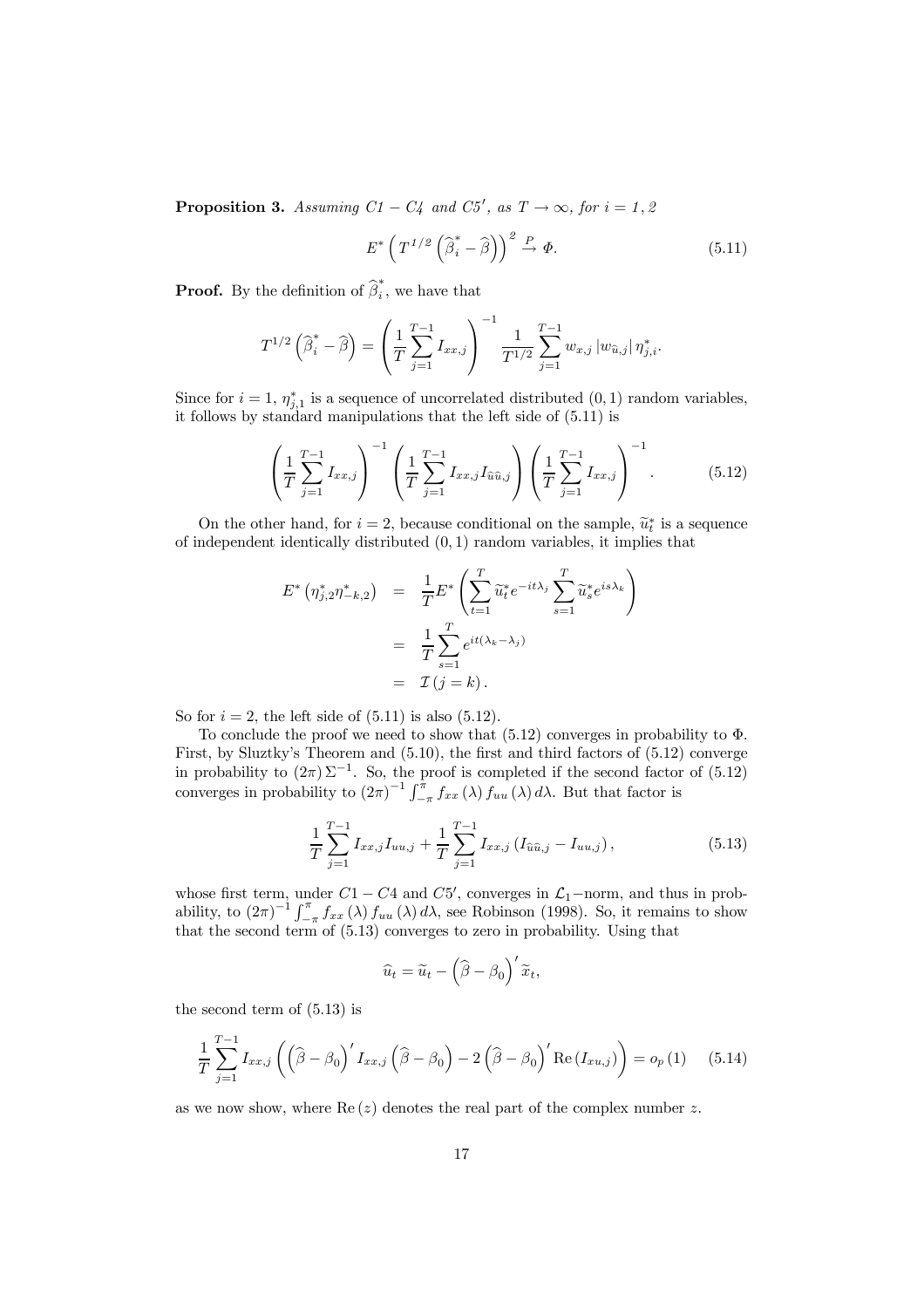**Proposition 3.** *Assuming C1 − C4 and C5′, as $T \to \infty$, for $i = 1, 2$*

$$E^* \left( T^{1/2} \left( \widehat{\beta}_i^* - \widehat{\beta} \right) \right)^2 \xrightarrow{P} \Phi. \tag{5.11}$$

**Proof.** By the definition of $\widehat{\beta}_i^*$, we have that

$$T^{1/2} \left( \widehat{\beta}_i^* - \widehat{\beta} \right) = \left( \frac{1}{T} \sum_{j=1}^{T-1} I_{xx,j} \right)^{-1} \frac{1}{T^{1/2}} \sum_{j=1}^{T-1} w_{x,j} \left| w_{\widehat{u},j} \right| \eta_{j,i}^*.$$

Since for $i = 1$, $\eta_{j,1}^*$ is a sequence of uncorrelated distributed $(0,1)$ random variables, it follows by standard manipulations that the left side of (5.11) is

$$\left( \frac{1}{T} \sum_{j=1}^{T-1} I_{xx,j} \right)^{-1} \left( \frac{1}{T} \sum_{j=1}^{T-1} I_{xx,j} I_{\widehat{u}\widehat{u},j} \right) \left( \frac{1}{T} \sum_{j=1}^{T-1} I_{xx,j} \right)^{-1}. \tag{5.12}$$

On the other hand, for $i = 2$, because conditional on the sample, $\widetilde{u}_t^*$ is a sequence of independent identically distributed $(0,1)$ random variables, it implies that

$$\begin{aligned}
E^* \left( \eta_{j,2}^* \eta_{-k,2}^* \right) &= \frac{1}{T} E^* \left( \sum_{t=1}^{T} \widetilde{u}_t^* e^{-it\lambda_j} \sum_{s=1}^{T} \widetilde{u}_s^* e^{is\lambda_k} \right) \\
&= \frac{1}{T} \sum_{s=1}^{T} e^{it(\lambda_k - \lambda_j)} \\
&= \mathcal{I}(j = k).
\end{aligned}$$

So for $i = 2$, the left side of (5.11) is also (5.12).

To conclude the proof we need to show that (5.12) converges in probability to $\Phi$. First, by Sluztky's Theorem and (5.10), the first and third factors of (5.12) converge in probability to $(2\pi)\Sigma^{-1}$. So, the proof is completed if the second factor of (5.12) converges in probability to $(2\pi)^{-1} \int_{-\pi}^{\pi} f_{xx}(\lambda) f_{uu}(\lambda) d\lambda$. But that factor is

$$\frac{1}{T} \sum_{j=1}^{T-1} I_{xx,j} I_{uu,j} + \frac{1}{T} \sum_{j=1}^{T-1} I_{xx,j} \left( I_{\widehat{u}\widehat{u},j} - I_{uu,j} \right), \tag{5.13}$$

whose first term, under $C1 - C4$ and $C5'$, converges in $\mathcal{L}_1$−norm, and thus in probability, to $(2\pi)^{-1} \int_{-\pi}^{\pi} f_{xx}(\lambda) f_{uu}(\lambda) d\lambda$, see Robinson (1998). So, it remains to show that the second term of (5.13) converges to zero in probability. Using that

$$\widehat{u}_t = \widetilde{u}_t - \left( \widehat{\beta} - \beta_0 \right)' \widetilde{x}_t,$$

the second term of (5.13) is

$$\frac{1}{T} \sum_{j=1}^{T-1} I_{xx,j} \left( \left( \widehat{\beta} - \beta_0 \right)' I_{xx,j} \left( \widehat{\beta} - \beta_0 \right) - 2 \left( \widehat{\beta} - \beta_0 \right)' \operatorname{Re}\left( I_{xu,j} \right) \right) = o_p(1) \tag{5.14}$$

as we now show, where $\operatorname{Re}(z)$ denotes the real part of the complex number $z$.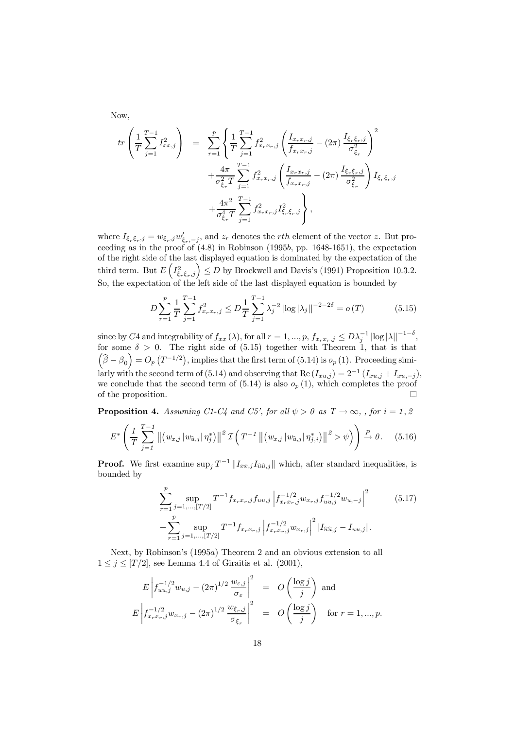Now,

$$
tr\left(\frac{1}{T}\sum_{j=1}^{T-1} I_{xx,j}^2\right) = \sum_{r=1}^{p}\left\{\frac{1}{T}\sum_{j=1}^{T-1} f_{x_r x_r,j}^2\left(\frac{I_{x_r x_r,j}}{f_{x_r x_r,j}} - (2\pi)\frac{I_{\xi_r\xi_r,j}}{\sigma_{\xi_r}^2}\right)^2 \right.
$$

$$
+\frac{4\pi}{\sigma_{\xi_r}^2 T}\sum_{j=1}^{T-1} f_{x_r x_r,j}^2\left(\frac{I_{x_r x_r,j}}{f_{x_r x_r,j}} - (2\pi)\frac{I_{\xi_r\xi_r,j}}{\sigma_{\xi_r}^2}\right) I_{\xi_r\xi_r,j}
$$

$$
\left. +\frac{4\pi^2}{\sigma_{\xi_r}^4 T}\sum_{j=1}^{T-1} f_{x_r x_r,j}^2 I_{\xi_r\xi_r,j}^2 \right\},
$$

where $I_{\xi_r\xi_r,j} = w_{\xi_r,j} w'_{\xi_r,-j}$, and $z_r$ denotes the $rth$ element of the vector $z$. But proceeding as in the proof of (4.8) in Robinson (1995*b*, pp. 1648-1651), the expectation of the right side of the last displayed equation is dominated by the expectation of the third term. But $E\left(I_{\xi_r\xi_r,j}^2\right) \leq D$ by Brockwell and Davis's (1991) Proposition 10.3.2. So, the expectation of the left side of the last displayed equation is bounded by

$$
D\sum_{r=1}^{p}\frac{1}{T}\sum_{j=1}^{T-1} f_{x_r x_r,j}^2 \leq D\frac{1}{T}\sum_{j=1}^{T-1}\lambda_j^{-2}\left|\log|\lambda_j|\right|^{-2-2\delta} = o(T) \tag{5.15}
$$

since by $C4$ and integrability of $f_{xx}(\lambda)$, for all $r = 1,...,p$, $f_{x_r x_r,j} \leq D\lambda_j^{-1}\left|\log|\lambda|\right|^{-1-\delta}$, for some $\delta > 0$. The right side of (5.15) together with Theorem 1, that is that $\left(\widehat{\beta} - \beta_0\right) = O_p\left(T^{-1/2}\right)$, implies that the first term of (5.14) is $o_p(1)$. Proceeding similarly with the second term of (5.14) and observing that $\mathrm{Re}\left(I_{xu,j}\right) = 2^{-1}\left(I_{xu,j} + I_{xu,-j}\right)$, we conclude that the second term of (5.14) is also $o_p(1)$, which completes the proof of the proposition. □

**Proposition 4.** *Assuming C1-C4 and C5', for all $\psi > 0$ as $T \to \infty$, , for $i = 1, 2$*

$$
E^*\left(\frac{1}{T}\sum_{j=1}^{T-1}\left\|\left(w_{x,j}\left|w_{\widehat{u},j}\right|\eta_j^*\right)\right\|^2 \mathcal{I}\left(T^{-1}\left\|\left(w_{x,j}\left|w_{\widehat{u},j}\right|\eta_{j,i}^*\right)\right\|^2 > \psi\right)\right) \xrightarrow{P} 0. \tag{5.16}
$$

**Proof.** We first examine $\sup_j T^{-1}\left\|I_{xx,j}I_{\widehat{u}\widehat{u},j}\right\|$ which, after standard inequalities, is bounded by

$$
\sum_{r=1}^{p}\sup_{j=1,...,[T/2]} T^{-1} f_{x_r x_r,j} f_{uu,j}\left|f_{x_r x_r,j}^{-1/2} w_{x_r,j} f_{uu,j}^{-1/2} w_{u,-j}\right|^2 \tag{5.17}
$$

$$
+\sum_{r=1}^{p}\sup_{j=1,...,[T/2]} T^{-1} f_{x_r x_r,j}\left|f_{x_r x_r,j}^{-1/2} w_{x_r,j}\right|^2\left|I_{\widehat{u}\widehat{u},j} - I_{uu,j}\right|.
$$

Next, by Robinson's (1995*a*) Theorem 2 and an obvious extension to all $1 \leq j \leq [T/2]$, see Lemma 4.4 of Giraitis et al. (2001),

$$
E\left|f_{uu,j}^{-1/2} w_{u,j} - (2\pi)^{1/2}\frac{w_{\varepsilon,j}}{\sigma_\varepsilon}\right|^2 = O\left(\frac{\log j}{j}\right) \text{ and}
$$

$$
E\left|f_{x_r x_r,j}^{-1/2} w_{x_r,j} - (2\pi)^{1/2}\frac{w_{\xi_r,j}}{\sigma_{\xi_r}}\right|^2 = O\left(\frac{\log j}{j}\right) \quad \text{for } r = 1,...,p.
$$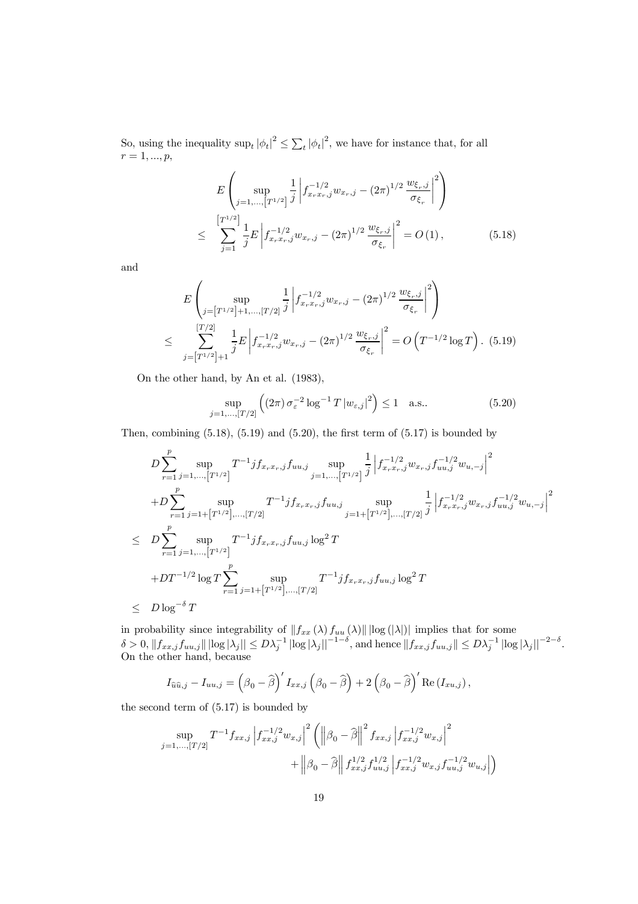So, using the inequality $\sup_t |\phi_t|^2 \le \sum_t |\phi_t|^2$, we have for instance that, for all $r = 1, ..., p$,

$$
\begin{aligned}
& E\left(\sup_{j=1,...,\left[T^{1/2}\right]} \frac{1}{j}\left|f_{x_r x_r,j}^{-1/2} w_{x_r,j} - (2\pi)^{1/2}\frac{w_{\xi_r,j}}{\sigma_{\xi_r}}\right|^2\right) \\
\le & \sum_{j=1}^{\left[T^{1/2}\right]} \frac{1}{j} E\left|f_{x_r x_r,j}^{-1/2} w_{x_r,j} - (2\pi)^{1/2}\frac{w_{\xi_r,j}}{\sigma_{\xi_r}}\right|^2 = O(1), \qquad (5.18)
\end{aligned}
$$

and

$$
\begin{aligned}
& E\left(\sup_{j=\left[T^{1/2}\right]+1,...,[T/2]} \frac{1}{j}\left|f_{x_r x_r,j}^{-1/2} w_{x_r,j} - (2\pi)^{1/2}\frac{w_{\xi_r,j}}{\sigma_{\xi_r}}\right|^2\right) \\
\le & \sum_{j=\left[T^{1/2}\right]+1}^{[T/2]} \frac{1}{j} E\left|f_{x_r x_r,j}^{-1/2} w_{x_r,j} - (2\pi)^{1/2}\frac{w_{\xi_r,j}}{\sigma_{\xi_r}}\right|^2 = O\left(T^{-1/2}\log T\right). \quad (5.19)
\end{aligned}
$$

On the other hand, by An et al. (1983),

$$
\sup_{j=1,...,[T/2]} \left((2\pi)\sigma_\varepsilon^{-2}\log^{-1} T \left|w_{\varepsilon,j}\right|^2\right) \le 1 \quad \text{a.s.}. \qquad (5.20)
$$

Then, combining (5.18), (5.19) and (5.20), the first term of (5.17) is bounded by

$$
\begin{aligned}
& D\sum_{r=1}^{p} \sup_{j=1,...,\left[T^{1/2}\right]} T^{-1} j f_{x_r x_r,j} f_{uu,j} \sup_{j=1,...,\left[T^{1/2}\right]} \frac{1}{j}\left|f_{x_r x_r,j}^{-1/2} w_{x_r,j} f_{uu,j}^{-1/2} w_{u,-j}\right|^2 \\
& + D\sum_{r=1}^{p} \sup_{j=1+\left[T^{1/2}\right],...,[T/2]} T^{-1} j f_{x_r x_r,j} f_{uu,j} \sup_{j=1+\left[T^{1/2}\right],...,[T/2]} \frac{1}{j}\left|f_{x_r x_r,j}^{-1/2} w_{x_r,j} f_{uu,j}^{-1/2} w_{u,-j}\right|^2 \\
\le & D\sum_{r=1}^{p} \sup_{j=1,...,\left[T^{1/2}\right]} T^{-1} j f_{x_r x_r,j} f_{uu,j} \log^2 T \\
& + D T^{-1/2}\log T \sum_{r=1}^{p} \sup_{j=1+\left[T^{1/2}\right],...,[T/2]} T^{-1} j f_{x_r x_r,j} f_{uu,j} \log^2 T \\
\le & D\log^{-\delta} T
\end{aligned}
$$

in probability since integrability of $\|f_{xx}(\lambda) f_{uu}(\lambda)\| \left|\log(|\lambda|)\right|$ implies that for some $\delta > 0$, $\|f_{xx,j} f_{uu,j}\| \left|\log|\lambda_j|\right| \le D\lambda_j^{-1}\left|\log|\lambda_j|\right|^{-1-\delta}$, and hence $\|f_{xx,j} f_{uu,j}\| \le D\lambda_j^{-1}\left|\log|\lambda_j|\right|^{-2-\delta}$. On the other hand, because

$$
I_{\widehat{u}\widehat{u},j} - I_{uu,j} = \left(\beta_0 - \widehat{\beta}\right)' I_{xx,j}\left(\beta_0 - \widehat{\beta}\right) + 2\left(\beta_0 - \widehat{\beta}\right)' \mathrm{Re}\left(I_{xu,j}\right),
$$

the second term of (5.17) is bounded by

$$
\begin{aligned}
\sup_{j=1,...,[T/2]} T^{-1} f_{xx,j} \left|f_{xx,j}^{-1/2} w_{x,j}\right|^2 & \left(\left\|\beta_0 - \widehat{\beta}\right\|^2 f_{xx,j}\left|f_{xx,j}^{-1/2} w_{x,j}\right|^2\right. \\
& \left. + \left\|\beta_0 - \widehat{\beta}\right\| f_{xx,j}^{1/2} f_{uu,j}^{1/2}\left|f_{xx,j}^{-1/2} w_{x,j} f_{uu,j}^{-1/2} w_{u,j}\right|\right)
\end{aligned}
$$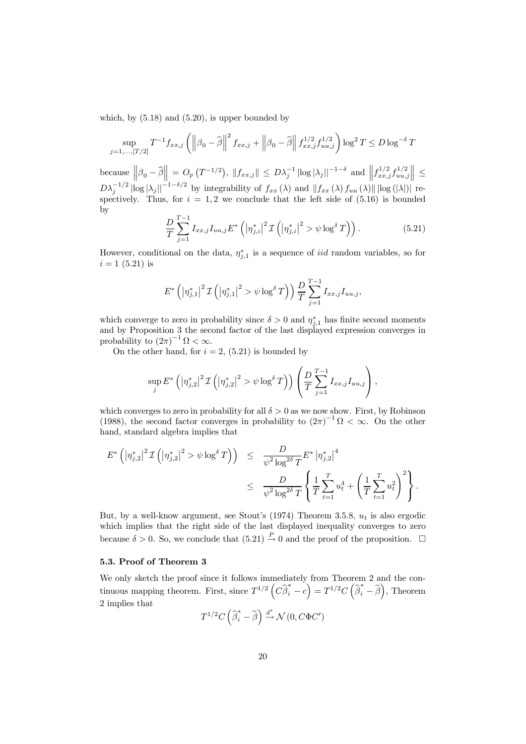which, by (5.18) and (5.20), is upper bounded by

$$\sup_{j=1,\ldots,[T/2]} T^{-1} f_{xx,j} \left( \left\| \beta_0 - \widehat{\beta} \right\|^2 f_{xx,j} + \left\| \beta_0 - \widehat{\beta} \right\| f_{xx,j}^{1/2} f_{uu,j}^{1/2} \right) \log^2 T \leq D \log^{-\delta} T$$

because $\left\| \beta_0 - \widehat{\beta} \right\| = O_p\left(T^{-1/2}\right)$, $\left\| f_{xx,j} \right\| \leq D\lambda_j^{-1} \left|\log|\lambda_j|\right|^{-1-\delta}$ and $\left\| f_{xx,j}^{1/2} f_{uu,j}^{1/2} \right\| \leq D\lambda_j^{-1/2} \left|\log|\lambda_j|\right|^{-1-\delta/2}$ by integrability of $f_{xx}(\lambda)$ and $\left\| f_{xx}(\lambda) f_{uu}(\lambda) \right\| \left|\log(|\lambda|)\right|$ respectively. Thus, for $i = 1, 2$ we conclude that the left side of (5.16) is bounded by

$$\frac{D}{T} \sum_{j=1}^{T-1} I_{xx,j} I_{uu,j} E^* \left( \left|\eta_{j,i}^*\right|^2 \mathcal{I}\left( \left|\eta_{j,i}^*\right|^2 > \psi \log^\delta T \right) \right). \tag{5.21}$$

However, conditional on the data, $\eta_{j,1}^*$ is a sequence of *iid* random variables, so for $i = 1$ (5.21) is

$$E^* \left( \left|\eta_{j,1}^*\right|^2 \mathcal{I}\left( \left|\eta_{j,1}^*\right|^2 > \psi \log^\delta T \right) \right) \frac{D}{T} \sum_{j=1}^{T-1} I_{xx,j} I_{uu,j},$$

which converge to zero in probability since $\delta > 0$ and $\eta_{j,1}^*$ has finite second moments and by Proposition 3 the second factor of the last displayed expression converges in probability to $(2\pi)^{-1} \Omega < \infty$.

On the other hand, for $i = 2$, (5.21) is bounded by

$$\sup_j E^* \left( \left|\eta_{j,2}^*\right|^2 \mathcal{I}\left( \left|\eta_{j,2}^*\right|^2 > \psi \log^\delta T \right) \right) \left( \frac{D}{T} \sum_{j=1}^{T-1} I_{xx,j} I_{uu,j} \right),$$

which converges to zero in probability for all $\delta > 0$ as we now show. First, by Robinson (1988), the second factor converges in probability to $(2\pi)^{-1} \Omega < \infty$. On the other hand, standard algebra implies that

$$\begin{aligned} E^* \left( \left|\eta_{j,2}^*\right|^2 \mathcal{I}\left( \left|\eta_{j,2}^*\right|^2 > \psi \log^\delta T \right) \right) &\leq \frac{D}{\psi^2 \log^{2\delta} T} E^* \left|\eta_{j,2}^*\right|^4 \\ &\leq \frac{D}{\psi^2 \log^{2\delta} T} \left\{ \frac{1}{T} \sum_{t=1}^{T} u_t^4 + \left( \frac{1}{T} \sum_{t=1}^{T} u_t^2 \right)^2 \right\}. \end{aligned}$$

But, by a well-know argument, see Stout's (1974) Theorem 3.5.8, $u_t$ is also ergodic which implies that the right side of the last displayed inequality converges to zero because $\delta > 0$. So, we conclude that (5.21) $\xrightarrow{P} 0$ and the proof of the proposition. $\square$

### 5.3. Proof of Theorem 3

We only sketch the proof since it follows immediately from Theorem 2 and the continuous mapping theorem. First, since $T^{1/2}\left(C\widehat{\beta}_i^* - c\right) = T^{1/2} C \left(\widehat{\beta}_i^* - \widetilde{\beta}\right)$, Theorem 2 implies that

$$T^{1/2} C \left(\widehat{\beta}_i^* - \widetilde{\beta}\right) \xrightarrow{d^*} \mathcal{N}\left(0, C\Phi C'\right)$$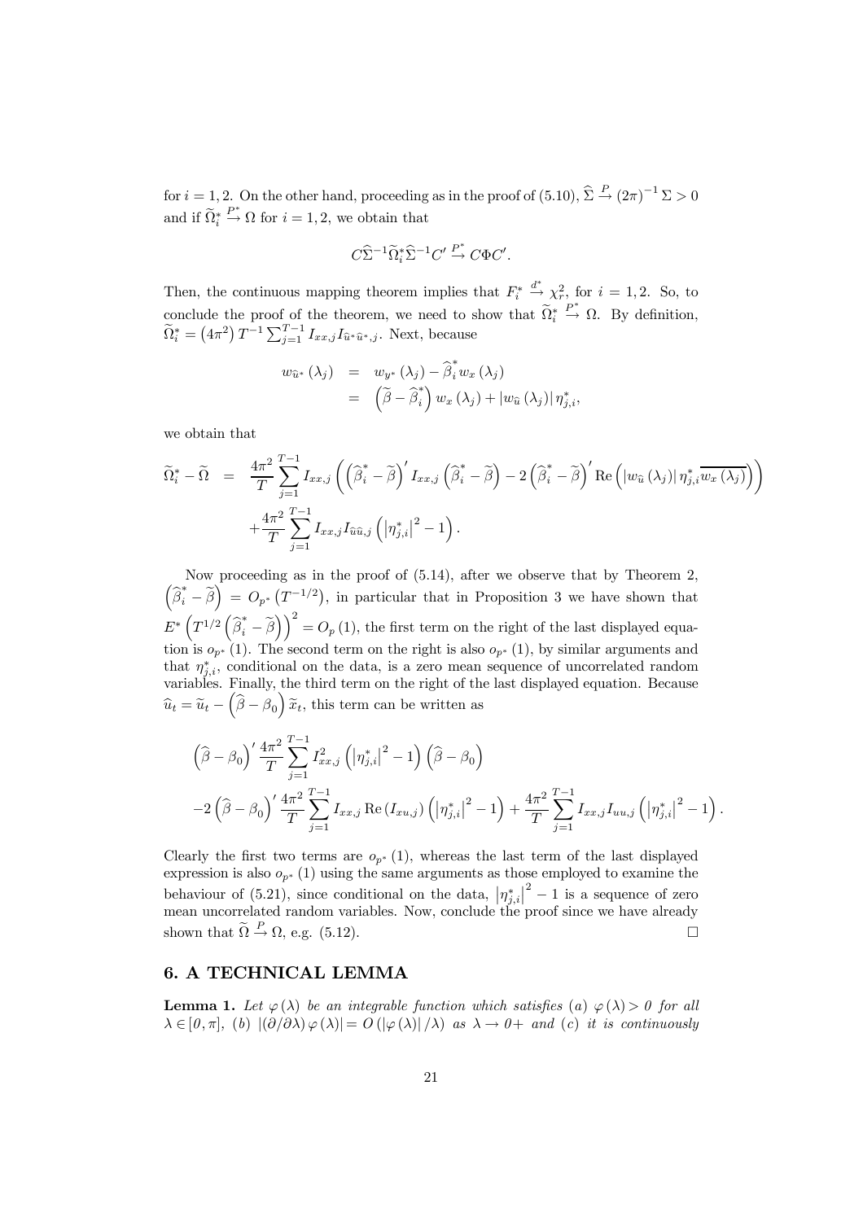for $i = 1, 2$. On the other hand, proceeding as in the proof of (5.10), $\widehat{\Sigma} \xrightarrow{P} (2\pi)^{-1} \Sigma > 0$ and if $\widetilde{\Omega}_i^* \xrightarrow{P^*} \Omega$ for $i = 1, 2$, we obtain that

$$C\widehat{\Sigma}^{-1}\widetilde{\Omega}_i^*\widehat{\Sigma}^{-1}C' \xrightarrow{P^*} C\Phi C'.$$

Then, the continuous mapping theorem implies that $F_i^* \xrightarrow{d^*} \chi_r^2$, for $i = 1, 2$. So, to conclude the proof of the theorem, we need to show that $\widetilde{\Omega}_i^* \xrightarrow{P^*} \Omega$. By definition, $\widetilde{\Omega}_i^* = (4\pi^2) T^{-1} \sum_{j=1}^{T-1} I_{xx,j} I_{\widehat{u}^*\widehat{u}^*,j}$. Next, because

$$\begin{aligned} w_{\widehat{u}^*}(\lambda_j) &= w_{y^*}(\lambda_j) - \widehat{\beta}_i^* w_x(\lambda_j) \\ &= \left(\widetilde{\beta} - \widehat{\beta}_i^*\right) w_x(\lambda_j) + |w_{\widehat{u}}(\lambda_j)| \eta_{j,i}^*, \end{aligned}$$

we obtain that

$$\begin{aligned} \widetilde{\Omega}_i^* - \widetilde{\Omega} &= \frac{4\pi^2}{T} \sum_{j=1}^{T-1} I_{xx,j} \left( \left(\widehat{\beta}_i^* - \widetilde{\beta}\right)' I_{xx,j} \left(\widehat{\beta}_i^* - \widetilde{\beta}\right) - 2\left(\widehat{\beta}_i^* - \widetilde{\beta}\right)' \operatorname{Re}\left(|w_{\widehat{u}}(\lambda_j)| \eta_{j,i}^* \overline{w_x(\lambda_j)}\right) \right) \\ &\quad + \frac{4\pi^2}{T} \sum_{j=1}^{T-1} I_{xx,j} I_{\widehat{u}\widehat{u},j} \left( \left|\eta_{j,i}^*\right|^2 - 1 \right). \end{aligned}$$

Now proceeding as in the proof of (5.14), after we observe that by Theorem 2, $\left(\widehat{\beta}_i^* - \widetilde{\beta}\right) = O_{p^*}\left(T^{-1/2}\right)$, in particular that in Proposition 3 we have shown that $E^*\left(T^{1/2}\left(\widehat{\beta}_i^* - \widetilde{\beta}\right)\right)^2 = O_p(1)$, the first term on the right of the last displayed equation is $o_{p^*}(1)$. The second term on the right is also $o_{p^*}(1)$, by similar arguments and that $\eta_{j,i}^*$, conditional on the data, is a zero mean sequence of uncorrelated random variables. Finally, the third term on the right of the last displayed equation. Because $\widehat{u}_t = \widetilde{u}_t - \left(\widehat{\beta} - \beta_0\right)\widetilde{x}_t$, this term can be written as

$$\begin{aligned} &\left(\widehat{\beta} - \beta_0\right)' \frac{4\pi^2}{T} \sum_{j=1}^{T-1} I_{xx,j}^2 \left( \left|\eta_{j,i}^*\right|^2 - 1 \right) \left(\widehat{\beta} - \beta_0\right) \\ &-2\left(\widehat{\beta} - \beta_0\right)' \frac{4\pi^2}{T} \sum_{j=1}^{T-1} I_{xx,j} \operatorname{Re}(I_{xu,j}) \left( \left|\eta_{j,i}^*\right|^2 - 1 \right) + \frac{4\pi^2}{T} \sum_{j=1}^{T-1} I_{xx,j} I_{uu,j} \left( \left|\eta_{j,i}^*\right|^2 - 1 \right). \end{aligned}$$

Clearly the first two terms are $o_{p^*}(1)$, whereas the last term of the last displayed expression is also $o_{p^*}(1)$ using the same arguments as those employed to examine the behaviour of (5.21), since conditional on the data, $\left|\eta_{j,i}^*\right|^2 - 1$ is a sequence of zero mean uncorrelated random variables. Now, conclude the proof since we have already shown that $\widetilde{\Omega} \xrightarrow{P} \Omega$, e.g. (5.12). □

## 6. A TECHNICAL LEMMA

**Lemma 1.** *Let $\varphi(\lambda)$ be an integrable function which satisfies (a) $\varphi(\lambda) > 0$ for all $\lambda \in [0, \pi]$, (b) $|(\partial/\partial\lambda)\varphi(\lambda)| = O(|\varphi(\lambda)|/\lambda)$ as $\lambda \to 0+$ and (c) it is continuously*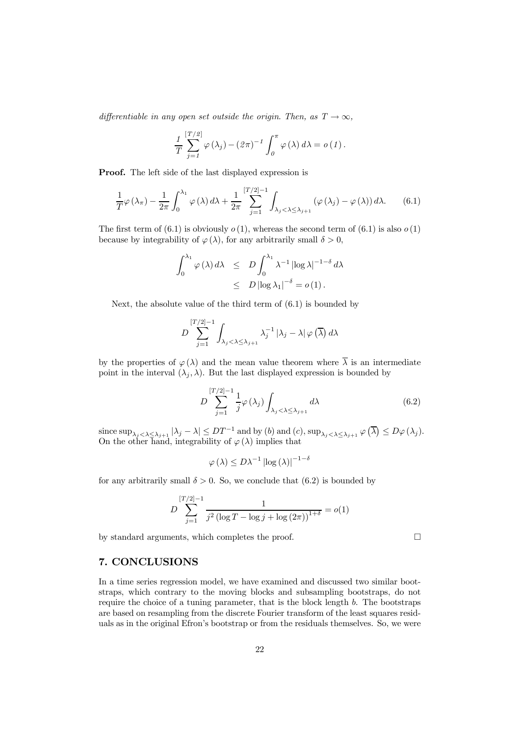*differentiable in any open set outside the origin. Then, as $T \to \infty$,*

$$\frac{1}{T} \sum_{j=1}^{[T/2]} \varphi(\lambda_j) - (2\pi)^{-1} \int_0^{\pi} \varphi(\lambda) \, d\lambda = o(1).$$

**Proof.** The left side of the last displayed expression is

$$\frac{1}{T} \varphi(\lambda_\pi) - \frac{1}{2\pi} \int_0^{\lambda_1} \varphi(\lambda) \, d\lambda + \frac{1}{2\pi} \sum_{j=1}^{[T/2]-1} \int_{\lambda_j < \lambda \leq \lambda_{j+1}} (\varphi(\lambda_j) - \varphi(\lambda)) \, d\lambda. \tag{6.1}$$

The first term of (6.1) is obviously $o(1)$, whereas the second term of (6.1) is also $o(1)$ because by integrability of $\varphi(\lambda)$, for any arbitrarily small $\delta > 0$,

$$\begin{aligned}
\int_0^{\lambda_1} \varphi(\lambda) \, d\lambda &\leq D \int_0^{\lambda_1} \lambda^{-1} |\log \lambda|^{-1-\delta} \, d\lambda \\
&\leq D |\log \lambda_1|^{-\delta} = o(1).
\end{aligned}$$

Next, the absolute value of the third term of (6.1) is bounded by

$$D \sum_{j=1}^{[T/2]-1} \int_{\lambda_j < \lambda \leq \lambda_{j+1}} \lambda_j^{-1} |\lambda_j - \lambda| \, \varphi(\overline{\lambda}) \, d\lambda$$

by the properties of $\varphi(\lambda)$ and the mean value theorem where $\overline{\lambda}$ is an intermediate point in the interval $(\lambda_j, \lambda)$. But the last displayed expression is bounded by

$$D \sum_{j=1}^{[T/2]-1} \frac{1}{j} \varphi(\lambda_j) \int_{\lambda_j < \lambda \leq \lambda_{j+1}} d\lambda \tag{6.2}$$

since $\sup_{\lambda_j < \lambda \leq \lambda_{j+1}} |\lambda_j - \lambda| \leq DT^{-1}$ and by $(b)$ and $(c)$, $\sup_{\lambda_j < \lambda \leq \lambda_{j+1}} \varphi(\overline{\lambda}) \leq D\varphi(\lambda_j)$. On the other hand, integrability of $\varphi(\lambda)$ implies that

$$\varphi(\lambda) \leq D\lambda^{-1} |\log(\lambda)|^{-1-\delta}$$

for any arbitrarily small $\delta > 0$. So, we conclude that (6.2) is bounded by

$$D \sum_{j=1}^{[T/2]-1} \frac{1}{j^2 (\log T - \log j + \log(2\pi))^{1+\delta}} = o(1)$$

by standard arguments, which completes the proof. □

## 7. CONCLUSIONS

In a time series regression model, we have examined and discussed two similar bootstraps, which contrary to the moving blocks and subsampling bootstraps, do not require the choice of a tuning parameter, that is the block length $b$. The bootstraps are based on resampling from the discrete Fourier transform of the least squares residuals as in the original Efron's bootstrap or from the residuals themselves. So, we were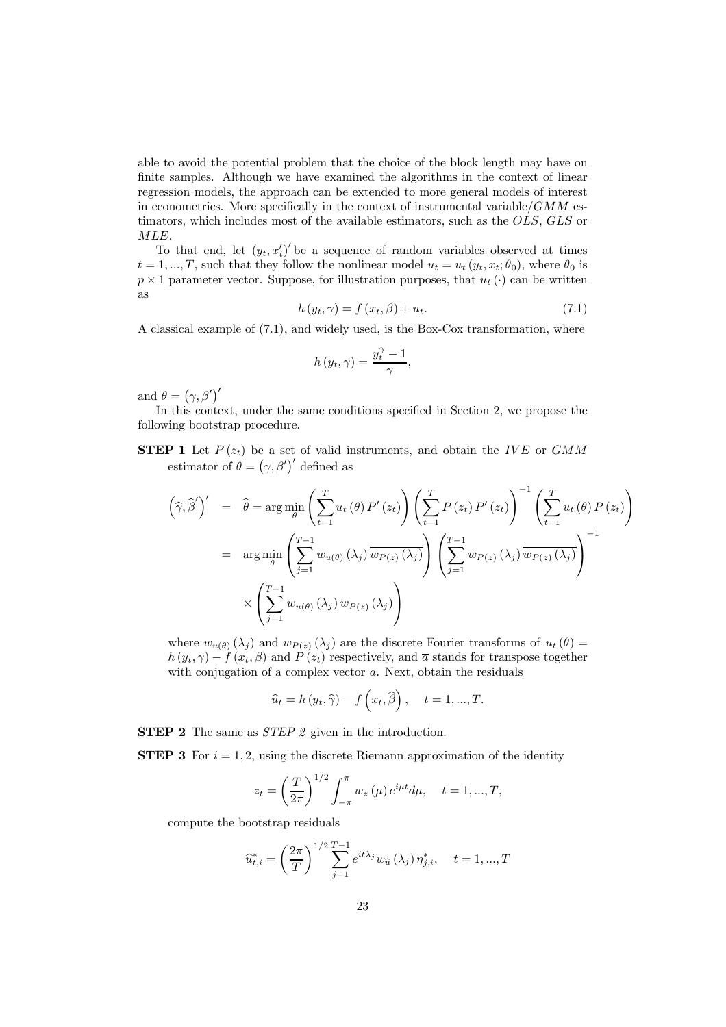able to avoid the potential problem that the choice of the block length may have on finite samples. Although we have examined the algorithms in the context of linear regression models, the approach can be extended to more general models of interest in econometrics. More specifically in the context of instrumental variable/$GMM$ estimators, which includes most of the available estimators, such as the $OLS$, $GLS$ or $MLE$.

To that end, let $(y_t, x_t')'$ be a sequence of random variables observed at times $t = 1, ..., T$, such that they follow the nonlinear model $u_t = u_t(y_t, x_t; \theta_0)$, where $\theta_0$ is $p \times 1$ parameter vector. Suppose, for illustration purposes, that $u_t(\cdot)$ can be written as

$$h(y_t, \gamma) = f(x_t, \beta) + u_t. \tag{7.1}$$

A classical example of (7.1), and widely used, is the Box-Cox transformation, where

$$h(y_t, \gamma) = \frac{y_t^\gamma - 1}{\gamma},$$

and $\theta = (\gamma, \beta')'$

In this context, under the same conditions specified in Section 2, we propose the following bootstrap procedure.

**STEP 1** Let $P(z_t)$ be a set of valid instruments, and obtain the $IVE$ or $GMM$ estimator of $\theta = (\gamma, \beta')'$ defined as

$$\begin{aligned}
\left(\widehat{\gamma}, \widehat{\beta}'\right)' &= \widehat{\theta} = \arg\min_\theta \left(\sum_{t=1}^T u_t(\theta) P'(z_t)\right) \left(\sum_{t=1}^T P(z_t) P'(z_t)\right)^{-1} \left(\sum_{t=1}^T u_t(\theta) P(z_t)\right) \\
&= \arg\min_\theta \left(\sum_{j=1}^{T-1} w_{u(\theta)}(\lambda_j) \overline{w_{P(z)}(\lambda_j)}\right) \left(\sum_{j=1}^{T-1} w_{P(z)}(\lambda_j) \overline{w_{P(z)}(\lambda_j)}\right)^{-1} \\
&\quad \times \left(\sum_{j=1}^{T-1} w_{u(\theta)}(\lambda_j) w_{P(z)}(\lambda_j)\right)
\end{aligned}$$

where $w_{u(\theta)}(\lambda_j)$ and $w_{P(z)}(\lambda_j)$ are the discrete Fourier transforms of $u_t(\theta) = h(y_t, \gamma) - f(x_t, \beta)$ and $P(z_t)$ respectively, and $\overline{a}$ stands for transpose together with conjugation of a complex vector $a$. Next, obtain the residuals

$$\widehat{u}_t = h(y_t, \widehat{\gamma}) - f\left(x_t, \widehat{\beta}\right), \quad t = 1, ..., T.$$

**STEP 2** The same as *STEP 2* given in the introduction.

**STEP 3** For $i = 1, 2$, using the discrete Riemann approximation of the identity

$$z_t = \left(\frac{T}{2\pi}\right)^{1/2} \int_{-\pi}^{\pi} w_z(\mu) e^{i\mu t} d\mu, \quad t = 1, ..., T,$$

compute the bootstrap residuals

$$\widehat{u}_{t,i}^* = \left(\frac{2\pi}{T}\right)^{1/2} \sum_{j=1}^{T-1} e^{it\lambda_j} w_{\widehat{u}}(\lambda_j) \eta_{j,i}^*, \quad t = 1, ..., T$$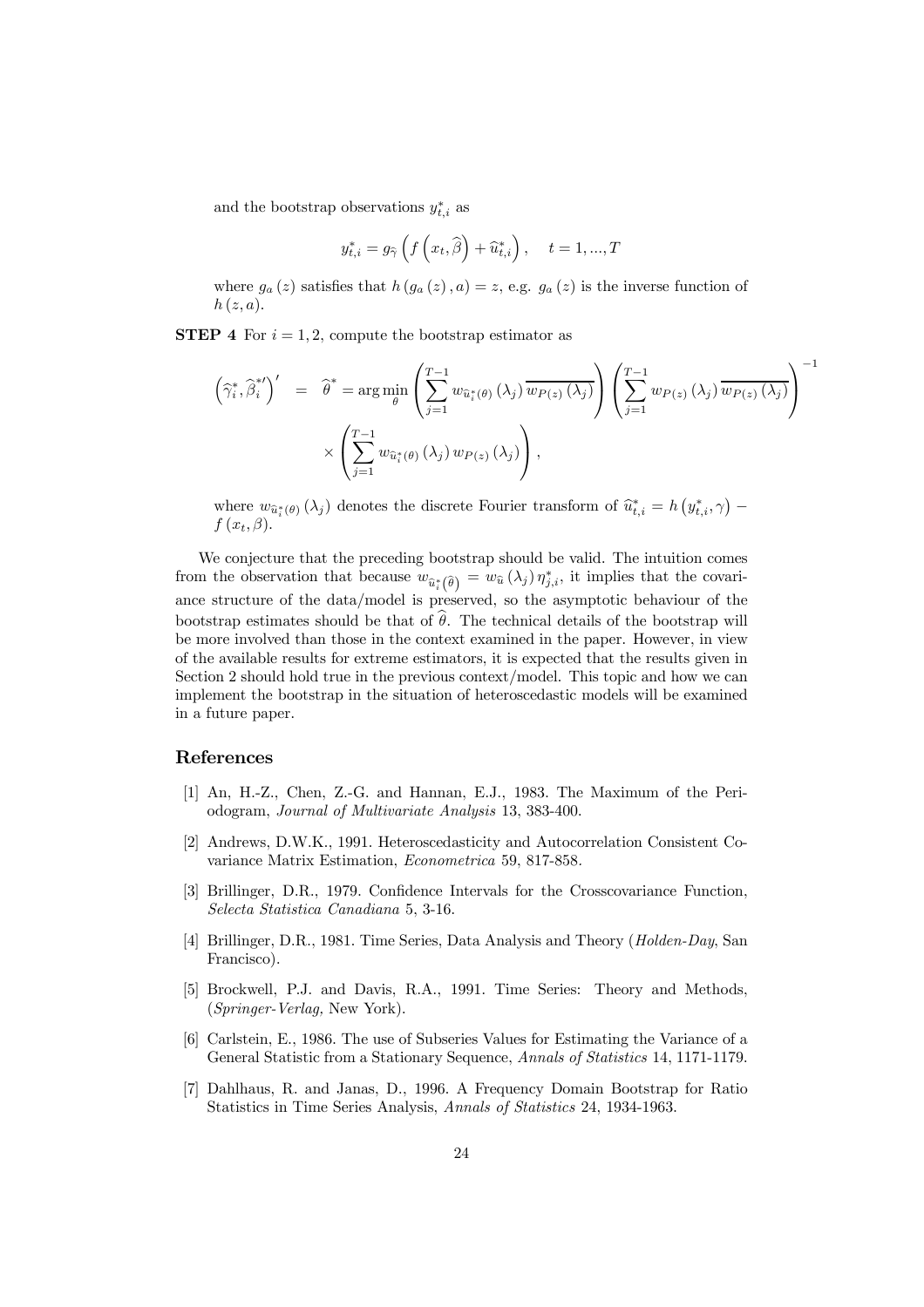and the bootstrap observations $y^*_{t,i}$ as

$$y^*_{t,i} = g_{\widehat{\gamma}}\left(f\left(x_t, \widehat{\beta}\right) + \widehat{u}^*_{t,i}\right), \quad t = 1, ..., T$$

where $g_a(z)$ satisfies that $h(g_a(z), a) = z$, e.g. $g_a(z)$ is the inverse function of $h(z, a)$.

**STEP 4** For $i = 1, 2$, compute the bootstrap estimator as

$$\begin{aligned}
\left(\widehat{\gamma}^*_i, \widehat{\beta}^{*\prime}_i\right)' &= \widehat{\theta}^* = \arg\min_{\theta} \left(\sum_{j=1}^{T-1} w_{\widehat{u}^*_i(\theta)}(\lambda_j) \overline{w_{P(z)}(\lambda_j)}\right) \left(\sum_{j=1}^{T-1} w_{P(z)}(\lambda_j) \overline{w_{P(z)}(\lambda_j)}\right)^{-1} \\
&\quad \times \left(\sum_{j=1}^{T-1} w_{\widehat{u}^*_i(\theta)}(\lambda_j) w_{P(z)}(\lambda_j)\right),
\end{aligned}$$

where $w_{\widehat{u}^*_i(\theta)}(\lambda_j)$ denotes the discrete Fourier transform of $\widehat{u}^*_{t,i} = h\left(y^*_{t,i}, \gamma\right) - f(x_t, \beta)$.

We conjecture that the preceding bootstrap should be valid. The intuition comes from the observation that because $w_{\widehat{u}^*_i\left(\widehat{\theta}\right)} = w_{\widehat{u}}(\lambda_j)\eta^*_{j,i}$, it implies that the covariance structure of the data/model is preserved, so the asymptotic behaviour of the bootstrap estimates should be that of $\widehat{\theta}$. The technical details of the bootstrap will be more involved than those in the context examined in the paper. However, in view of the available results for extreme estimators, it is expected that the results given in Section 2 should hold true in the previous context/model. This topic and how we can implement the bootstrap in the situation of heteroscedastic models will be examined in a future paper.

## References

[1] An, H.-Z., Chen, Z.-G. and Hannan, E.J., 1983. The Maximum of the Periodogram, *Journal of Multivariate Analysis* 13, 383-400.

[2] Andrews, D.W.K., 1991. Heteroscedasticity and Autocorrelation Consistent Covariance Matrix Estimation, *Econometrica* 59, 817-858.

[3] Brillinger, D.R., 1979. Confidence Intervals for the Crosscovariance Function, *Selecta Statistica Canadiana* 5, 3-16.

[4] Brillinger, D.R., 1981. Time Series, Data Analysis and Theory (*Holden-Day*, San Francisco).

[5] Brockwell, P.J. and Davis, R.A., 1991. Time Series: Theory and Methods, (*Springer-Verlag,* New York).

[6] Carlstein, E., 1986. The use of Subseries Values for Estimating the Variance of a General Statistic from a Stationary Sequence, *Annals of Statistics* 14, 1171-1179.

[7] Dahlhaus, R. and Janas, D., 1996. A Frequency Domain Bootstrap for Ratio Statistics in Time Series Analysis, *Annals of Statistics* 24, 1934-1963.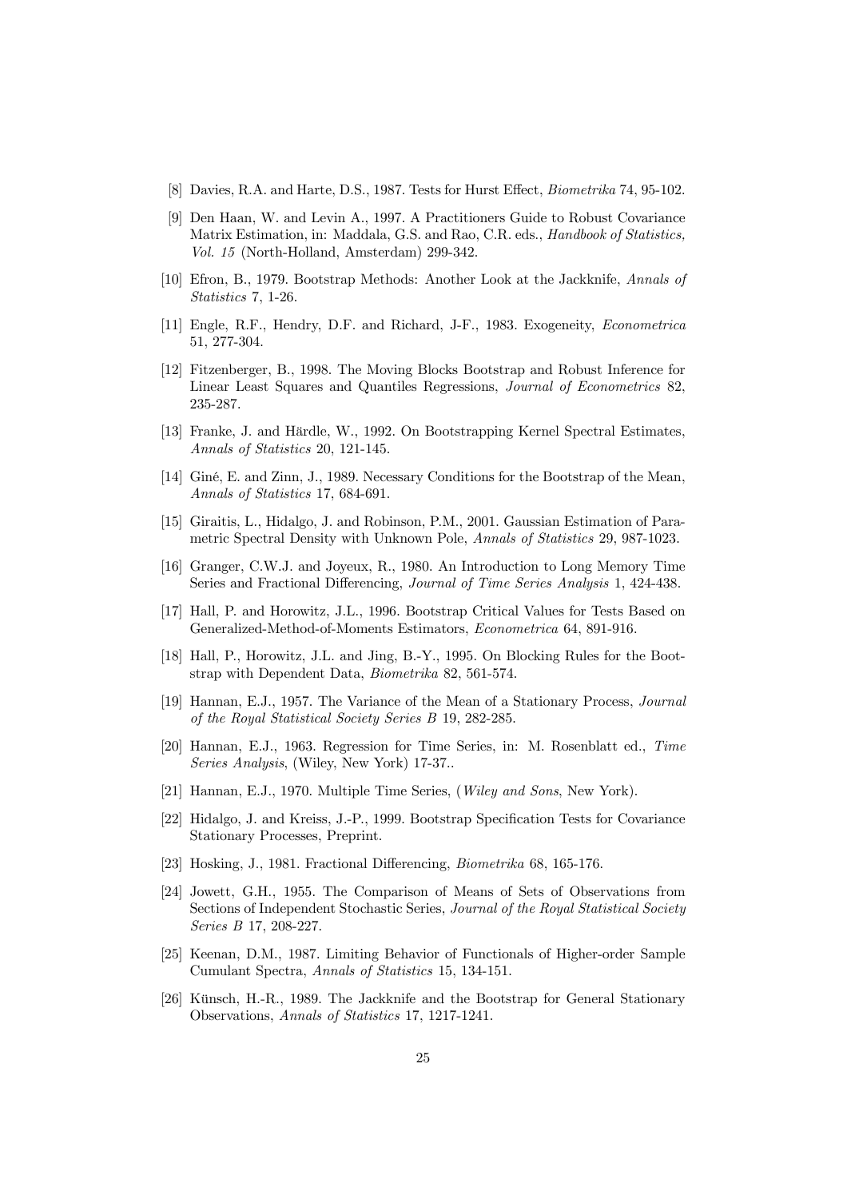[8] Davies, R.A. and Harte, D.S., 1987. Tests for Hurst Effect, *Biometrika* 74, 95-102.

[9] Den Haan, W. and Levin A., 1997. A Practitioners Guide to Robust Covariance Matrix Estimation, in: Maddala, G.S. and Rao, C.R. eds., *Handbook of Statistics, Vol. 15* (North-Holland, Amsterdam) 299-342.

[10] Efron, B., 1979. Bootstrap Methods: Another Look at the Jackknife, *Annals of Statistics* 7, 1-26.

[11] Engle, R.F., Hendry, D.F. and Richard, J-F., 1983. Exogeneity, *Econometrica* 51, 277-304.

[12] Fitzenberger, B., 1998. The Moving Blocks Bootstrap and Robust Inference for Linear Least Squares and Quantiles Regressions, *Journal of Econometrics* 82, 235-287.

[13] Franke, J. and Härdle, W., 1992. On Bootstrapping Kernel Spectral Estimates, *Annals of Statistics* 20, 121-145.

[14] Giné, E. and Zinn, J., 1989. Necessary Conditions for the Bootstrap of the Mean, *Annals of Statistics* 17, 684-691.

[15] Giraitis, L., Hidalgo, J. and Robinson, P.M., 2001. Gaussian Estimation of Parametric Spectral Density with Unknown Pole, *Annals of Statistics* 29, 987-1023.

[16] Granger, C.W.J. and Joyeux, R., 1980. An Introduction to Long Memory Time Series and Fractional Differencing, *Journal of Time Series Analysis* 1, 424-438.

[17] Hall, P. and Horowitz, J.L., 1996. Bootstrap Critical Values for Tests Based on Generalized-Method-of-Moments Estimators, *Econometrica* 64, 891-916.

[18] Hall, P., Horowitz, J.L. and Jing, B.-Y., 1995. On Blocking Rules for the Bootstrap with Dependent Data, *Biometrika* 82, 561-574.

[19] Hannan, E.J., 1957. The Variance of the Mean of a Stationary Process, *Journal of the Royal Statistical Society Series B* 19, 282-285.

[20] Hannan, E.J., 1963. Regression for Time Series, in: M. Rosenblatt ed., *Time Series Analysis*, (Wiley, New York) 17-37..

[21] Hannan, E.J., 1970. Multiple Time Series, (*Wiley and Sons*, New York).

[22] Hidalgo, J. and Kreiss, J.-P., 1999. Bootstrap Specification Tests for Covariance Stationary Processes, Preprint.

[23] Hosking, J., 1981. Fractional Differencing, *Biometrika* 68, 165-176.

[24] Jowett, G.H., 1955. The Comparison of Means of Sets of Observations from Sections of Independent Stochastic Series, *Journal of the Royal Statistical Society Series B* 17, 208-227.

[25] Keenan, D.M., 1987. Limiting Behavior of Functionals of Higher-order Sample Cumulant Spectra, *Annals of Statistics* 15, 134-151.

[26] Künsch, H.-R., 1989. The Jackknife and the Bootstrap for General Stationary Observations, *Annals of Statistics* 17, 1217-1241.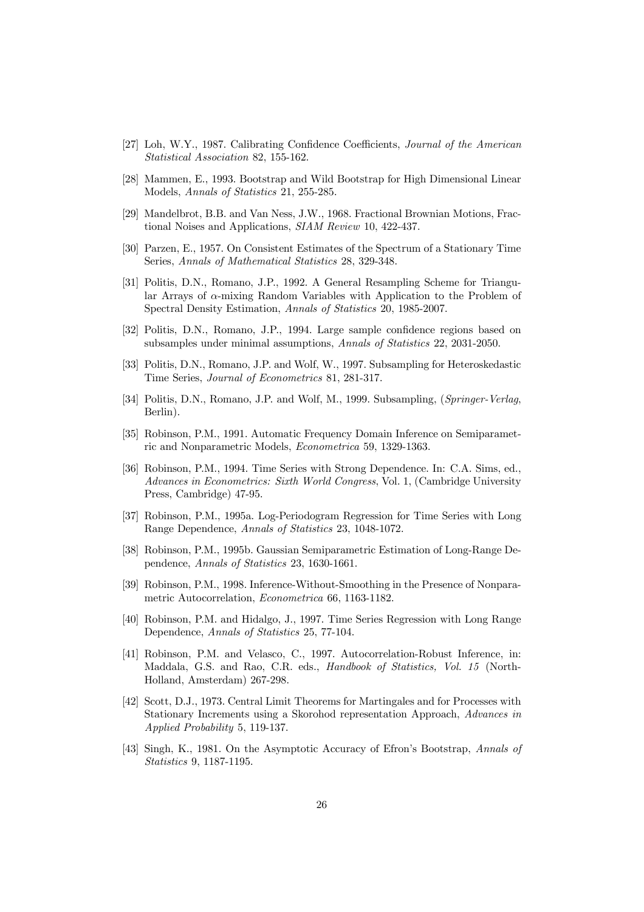[27] Loh, W.Y., 1987. Calibrating Confidence Coefficients, *Journal of the American Statistical Association* 82, 155-162.

[28] Mammen, E., 1993. Bootstrap and Wild Bootstrap for High Dimensional Linear Models, *Annals of Statistics* 21, 255-285.

[29] Mandelbrot, B.B. and Van Ness, J.W., 1968. Fractional Brownian Motions, Fractional Noises and Applications, *SIAM Review* 10, 422-437.

[30] Parzen, E., 1957. On Consistent Estimates of the Spectrum of a Stationary Time Series, *Annals of Mathematical Statistics* 28, 329-348.

[31] Politis, D.N., Romano, J.P., 1992. A General Resampling Scheme for Triangular Arrays of $\alpha$-mixing Random Variables with Application to the Problem of Spectral Density Estimation, *Annals of Statistics* 20, 1985-2007.

[32] Politis, D.N., Romano, J.P., 1994. Large sample confidence regions based on subsamples under minimal assumptions, *Annals of Statistics* 22, 2031-2050.

[33] Politis, D.N., Romano, J.P. and Wolf, W., 1997. Subsampling for Heteroskedastic Time Series, *Journal of Econometrics* 81, 281-317.

[34] Politis, D.N., Romano, J.P. and Wolf, M., 1999. Subsampling, (*Springer-Verlag*, Berlin).

[35] Robinson, P.M., 1991. Automatic Frequency Domain Inference on Semiparametric and Nonparametric Models, *Econometrica* 59, 1329-1363.

[36] Robinson, P.M., 1994. Time Series with Strong Dependence. In: C.A. Sims, ed., *Advances in Econometrics: Sixth World Congress*, Vol. 1, (Cambridge University Press, Cambridge) 47-95.

[37] Robinson, P.M., 1995a. Log-Periodogram Regression for Time Series with Long Range Dependence, *Annals of Statistics* 23, 1048-1072.

[38] Robinson, P.M., 1995b. Gaussian Semiparametric Estimation of Long-Range Dependence, *Annals of Statistics* 23, 1630-1661.

[39] Robinson, P.M., 1998. Inference-Without-Smoothing in the Presence of Nonparametric Autocorrelation, *Econometrica* 66, 1163-1182.

[40] Robinson, P.M. and Hidalgo, J., 1997. Time Series Regression with Long Range Dependence, *Annals of Statistics* 25, 77-104.

[41] Robinson, P.M. and Velasco, C., 1997. Autocorrelation-Robust Inference, in: Maddala, G.S. and Rao, C.R. eds., *Handbook of Statistics, Vol. 15* (North-Holland, Amsterdam) 267-298.

[42] Scott, D.J., 1973. Central Limit Theorems for Martingales and for Processes with Stationary Increments using a Skorohod representation Approach, *Advances in Applied Probability* 5, 119-137.

[43] Singh, K., 1981. On the Asymptotic Accuracy of Efron's Bootstrap, *Annals of Statistics* 9, 1187-1195.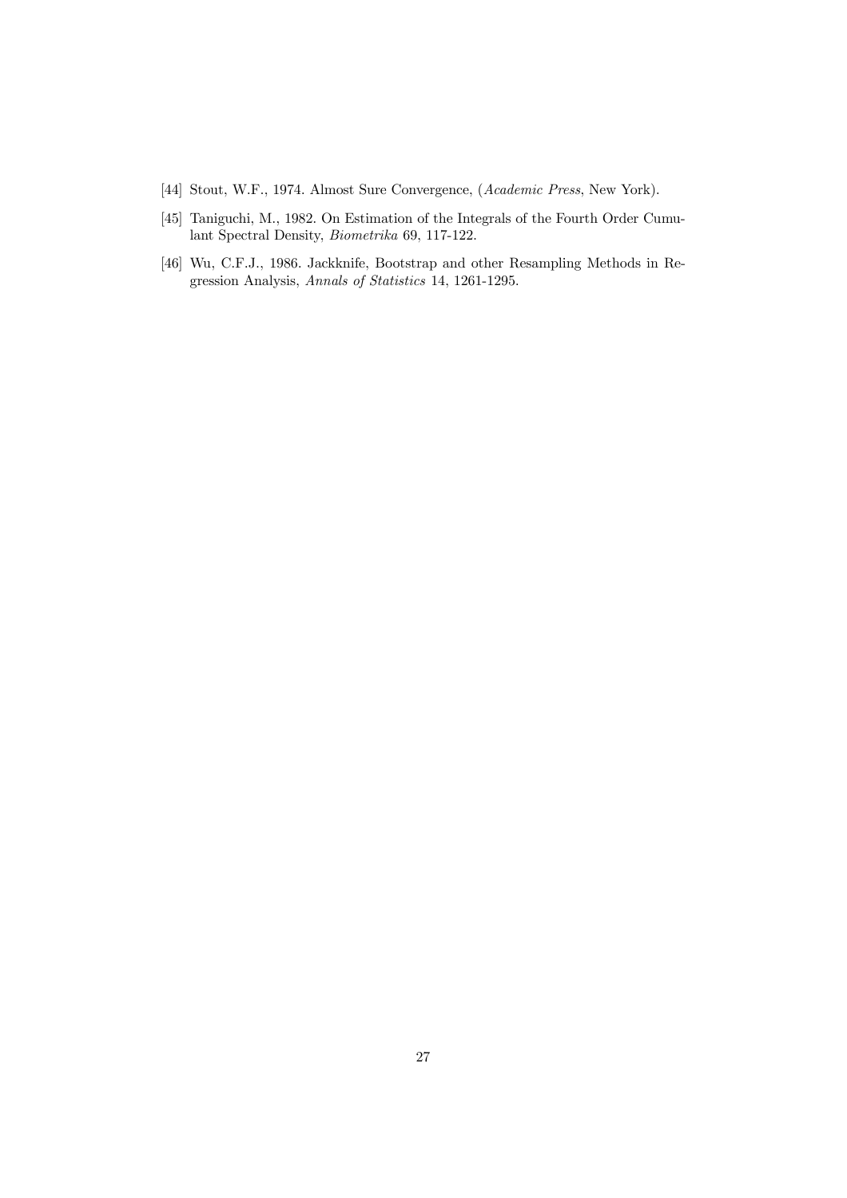[44] Stout, W.F., 1974. Almost Sure Convergence, (*Academic Press*, New York).

[45] Taniguchi, M., 1982. On Estimation of the Integrals of the Fourth Order Cumulant Spectral Density, *Biometrika* 69, 117-122.

[46] Wu, C.F.J., 1986. Jackknife, Bootstrap and other Resampling Methods in Regression Analysis, *Annals of Statistics* 14, 1261-1295.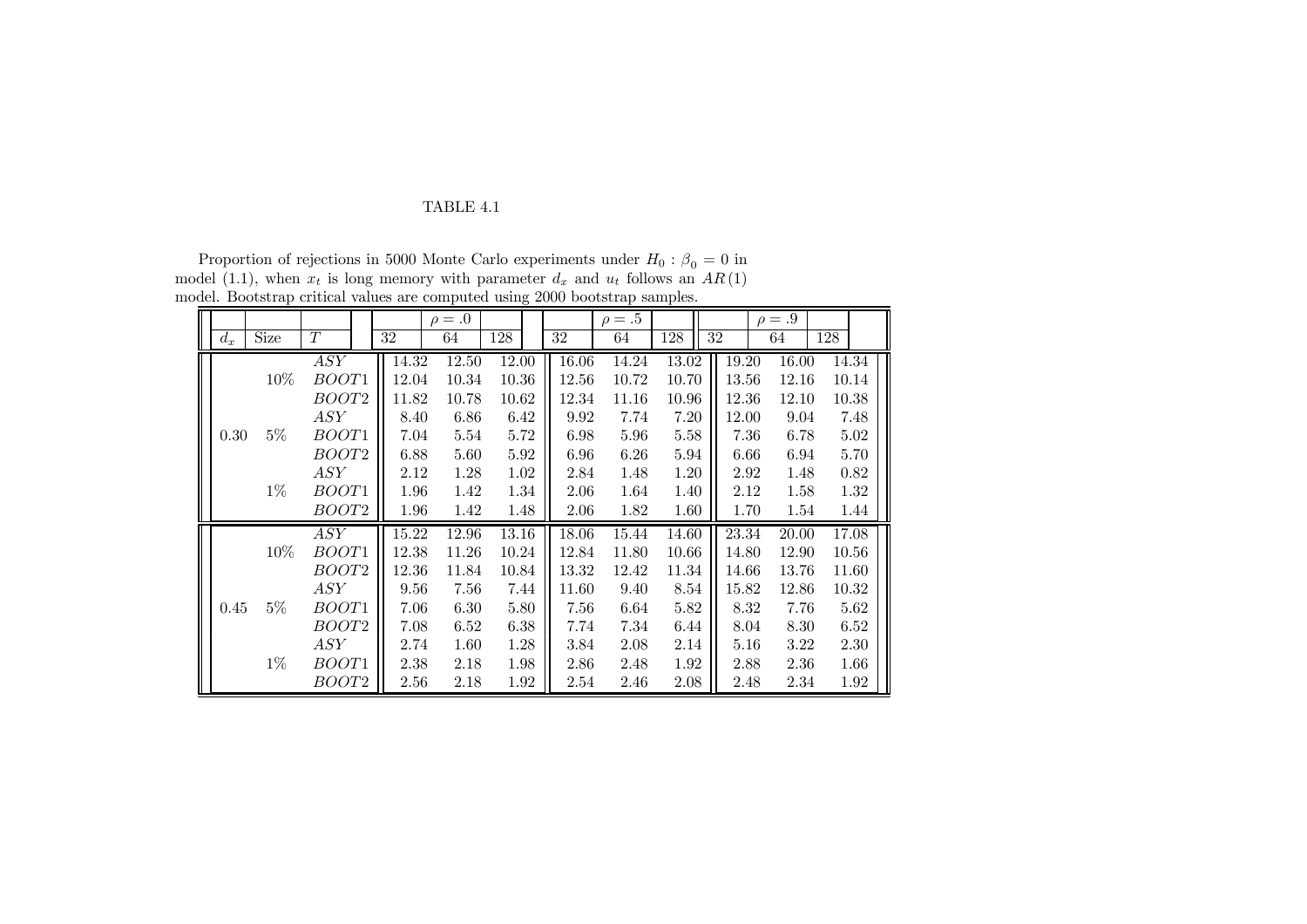TABLE 4.1

Proportion of rejections in 5000 Monte Carlo experiments under $H_0 : \beta_0 = 0$ in model (1.1), when $x_t$ is long memory with parameter $d_x$ and $u_t$ follows an $AR(1)$ model. Bootstrap critical values are computed using 2000 bootstrap samples.

| | | | $\rho = .0$ | | | $\rho = .5$ | | | $\rho = .9$ | | |
|---|---|---|---|---|---|---|---|---|---|---|---|
| $d_x$ | Size | $T$ | 32 | 64 | 128 | 32 | 64 | 128 | 32 | 64 | 128 |
| 0.30 | 10% | $ASY$ | 14.32 | 12.50 | 12.00 | 16.06 | 14.24 | 13.02 | 19.20 | 16.00 | 14.34 |
| | | $BOOT1$ | 12.04 | 10.34 | 10.36 | 12.56 | 10.72 | 10.70 | 13.56 | 12.16 | 10.14 |
| | | $BOOT2$ | 11.82 | 10.78 | 10.62 | 12.34 | 11.16 | 10.96 | 12.36 | 12.10 | 10.38 |
| | 5% | $ASY$ | 8.40 | 6.86 | 6.42 | 9.92 | 7.74 | 7.20 | 12.00 | 9.04 | 7.48 |
| | | $BOOT1$ | 7.04 | 5.54 | 5.72 | 6.98 | 5.96 | 5.58 | 7.36 | 6.78 | 5.02 |
| | | $BOOT2$ | 6.88 | 5.60 | 5.92 | 6.96 | 6.26 | 5.94 | 6.66 | 6.94 | 5.70 |
| | 1% | $ASY$ | 2.12 | 1.28 | 1.02 | 2.84 | 1.48 | 1.20 | 2.92 | 1.48 | 0.82 |
| | | $BOOT1$ | 1.96 | 1.42 | 1.34 | 2.06 | 1.64 | 1.40 | 2.12 | 1.58 | 1.32 |
| | | $BOOT2$ | 1.96 | 1.42 | 1.48 | 2.06 | 1.82 | 1.60 | 1.70 | 1.54 | 1.44 |
| 0.45 | 10% | $ASY$ | 15.22 | 12.96 | 13.16 | 18.06 | 15.44 | 14.60 | 23.34 | 20.00 | 17.08 |
| | | $BOOT1$ | 12.38 | 11.26 | 10.24 | 12.84 | 11.80 | 10.66 | 14.80 | 12.90 | 10.56 |
| | | $BOOT2$ | 12.36 | 11.84 | 10.84 | 13.32 | 12.42 | 11.34 | 14.66 | 13.76 | 11.60 |
| | 5% | $ASY$ | 9.56 | 7.56 | 7.44 | 11.60 | 9.40 | 8.54 | 15.82 | 12.86 | 10.32 |
| | | $BOOT1$ | 7.06 | 6.30 | 5.80 | 7.56 | 6.64 | 5.82 | 8.32 | 7.76 | 5.62 |
| | | $BOOT2$ | 7.08 | 6.52 | 6.38 | 7.74 | 7.34 | 6.44 | 8.04 | 8.30 | 6.52 |
| | 1% | $ASY$ | 2.74 | 1.60 | 1.28 | 3.84 | 2.08 | 2.14 | 5.16 | 3.22 | 2.30 |
| | | $BOOT1$ | 2.38 | 2.18 | 1.98 | 2.86 | 2.48 | 1.92 | 2.88 | 2.36 | 1.66 |
| | | $BOOT2$ | 2.56 | 2.18 | 1.92 | 2.54 | 2.46 | 2.08 | 2.48 | 2.34 | 1.92 |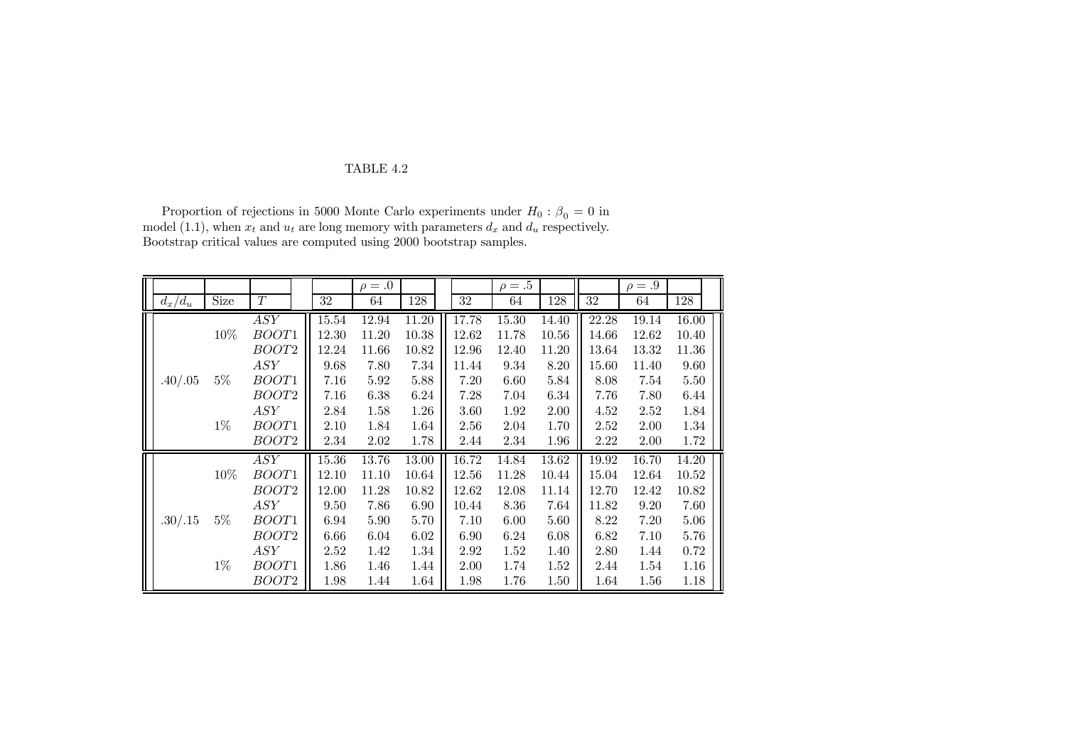TABLE 4.2

Proportion of rejections in 5000 Monte Carlo experiments under $H_0 : \beta_0 = 0$ in model (1.1), when $x_t$ and $u_t$ are long memory with parameters $d_x$ and $d_u$ respectively. Bootstrap critical values are computed using 2000 bootstrap samples.

| | | | | $\rho = .0$ | | | $\rho = .5$ | | | $\rho = .9$ | |
|---|---|---|---|---|---|---|---|---|---|---|---|
| $d_x/d_u$ | Size | $T$ | 32 | 64 | 128 | 32 | 64 | 128 | 32 | 64 | 128 |
| .40/.05 | 10% | $ASY$ | 15.54 | 12.94 | 11.20 | 17.78 | 15.30 | 14.40 | 22.28 | 19.14 | 16.00 |
| | | $BOOT1$ | 12.30 | 11.20 | 10.38 | 12.62 | 11.78 | 10.56 | 14.66 | 12.62 | 10.40 |
| | | $BOOT2$ | 12.24 | 11.66 | 10.82 | 12.96 | 12.40 | 11.20 | 13.64 | 13.32 | 11.36 |
| | 5% | $ASY$ | 9.68 | 7.80 | 7.34 | 11.44 | 9.34 | 8.20 | 15.60 | 11.40 | 9.60 |
| | | $BOOT1$ | 7.16 | 5.92 | 5.88 | 7.20 | 6.60 | 5.84 | 8.08 | 7.54 | 5.50 |
| | | $BOOT2$ | 7.16 | 6.38 | 6.24 | 7.28 | 7.04 | 6.34 | 7.76 | 7.80 | 6.44 |
| | 1% | $ASY$ | 2.84 | 1.58 | 1.26 | 3.60 | 1.92 | 2.00 | 4.52 | 2.52 | 1.84 |
| | | $BOOT1$ | 2.10 | 1.84 | 1.64 | 2.56 | 2.04 | 1.70 | 2.52 | 2.00 | 1.34 |
| | | $BOOT2$ | 2.34 | 2.02 | 1.78 | 2.44 | 2.34 | 1.96 | 2.22 | 2.00 | 1.72 |
| .30/.15 | 10% | $ASY$ | 15.36 | 13.76 | 13.00 | 16.72 | 14.84 | 13.62 | 19.92 | 16.70 | 14.20 |
| | | $BOOT1$ | 12.10 | 11.10 | 10.64 | 12.56 | 11.28 | 10.44 | 15.04 | 12.64 | 10.52 |
| | | $BOOT2$ | 12.00 | 11.28 | 10.82 | 12.62 | 12.08 | 11.14 | 12.70 | 12.42 | 10.82 |
| | 5% | $ASY$ | 9.50 | 7.86 | 6.90 | 10.44 | 8.36 | 7.64 | 11.82 | 9.20 | 7.60 |
| | | $BOOT1$ | 6.94 | 5.90 | 5.70 | 7.10 | 6.00 | 5.60 | 8.22 | 7.20 | 5.06 |
| | | $BOOT2$ | 6.66 | 6.04 | 6.02 | 6.90 | 6.24 | 6.08 | 6.82 | 7.10 | 5.76 |
| | 1% | $ASY$ | 2.52 | 1.42 | 1.34 | 2.92 | 1.52 | 1.40 | 2.80 | 1.44 | 0.72 |
| | | $BOOT1$ | 1.86 | 1.46 | 1.44 | 2.00 | 1.74 | 1.52 | 2.44 | 1.54 | 1.16 |
| | | $BOOT2$ | 1.98 | 1.44 | 1.64 | 1.98 | 1.76 | 1.50 | 1.64 | 1.56 | 1.18 |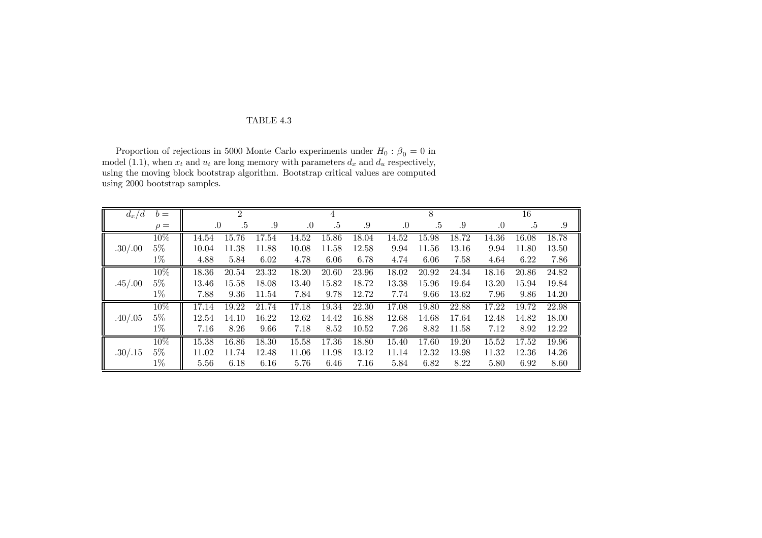TABLE 4.3

Proportion of rejections in 5000 Monte Carlo experiments under $H_0 : \beta_0 = 0$ in model (1.1), when $x_t$ and $u_t$ are long memory with parameters $d_x$ and $d_u$ respectively, using the moving block bootstrap algorithm. Bootstrap critical values are computed using 2000 bootstrap samples.

| $d_x/d$ | $b =$ | 2 | | | 4 | | | 8 | | | 16 | | |
|---|---|---|---|---|---|---|---|---|---|---|---|---|---|
| | $\rho =$ | .0 | .5 | .9 | .0 | .5 | .9 | .0 | .5 | .9 | .0 | .5 | .9 |
| | 10% | 14.54 | 15.76 | 17.54 | 14.52 | 15.86 | 18.04 | 14.52 | 15.98 | 18.72 | 14.36 | 16.08 | 18.78 |
| .30/.00 | 5% | 10.04 | 11.38 | 11.88 | 10.08 | 11.58 | 12.58 | 9.94 | 11.56 | 13.16 | 9.94 | 11.80 | 13.50 |
| | 1% | 4.88 | 5.84 | 6.02 | 4.78 | 6.06 | 6.78 | 4.74 | 6.06 | 7.58 | 4.64 | 6.22 | 7.86 |
| | 10% | 18.36 | 20.54 | 23.32 | 18.20 | 20.60 | 23.96 | 18.02 | 20.92 | 24.34 | 18.16 | 20.86 | 24.82 |
| .45/.00 | 5% | 13.46 | 15.58 | 18.08 | 13.40 | 15.82 | 18.72 | 13.38 | 15.96 | 19.64 | 13.20 | 15.94 | 19.84 |
| | 1% | 7.88 | 9.36 | 11.54 | 7.84 | 9.78 | 12.72 | 7.74 | 9.66 | 13.62 | 7.96 | 9.86 | 14.20 |
| | 10% | 17.14 | 19.22 | 21.74 | 17.18 | 19.34 | 22.30 | 17.08 | 19.80 | 22.88 | 17.22 | 19.72 | 22.98 |
| .40/.05 | 5% | 12.54 | 14.10 | 16.22 | 12.62 | 14.42 | 16.88 | 12.68 | 14.68 | 17.64 | 12.48 | 14.82 | 18.00 |
| | 1% | 7.16 | 8.26 | 9.66 | 7.18 | 8.52 | 10.52 | 7.26 | 8.82 | 11.58 | 7.12 | 8.92 | 12.22 |
| | 10% | 15.38 | 16.86 | 18.30 | 15.58 | 17.36 | 18.80 | 15.40 | 17.60 | 19.20 | 15.52 | 17.52 | 19.96 |
| .30/.15 | 5% | 11.02 | 11.74 | 12.48 | 11.06 | 11.98 | 13.12 | 11.14 | 12.32 | 13.98 | 11.32 | 12.36 | 14.26 |
| | 1% | 5.56 | 6.18 | 6.16 | 5.76 | 6.46 | 7.16 | 5.84 | 6.82 | 8.22 | 5.80 | 6.92 | 8.60 |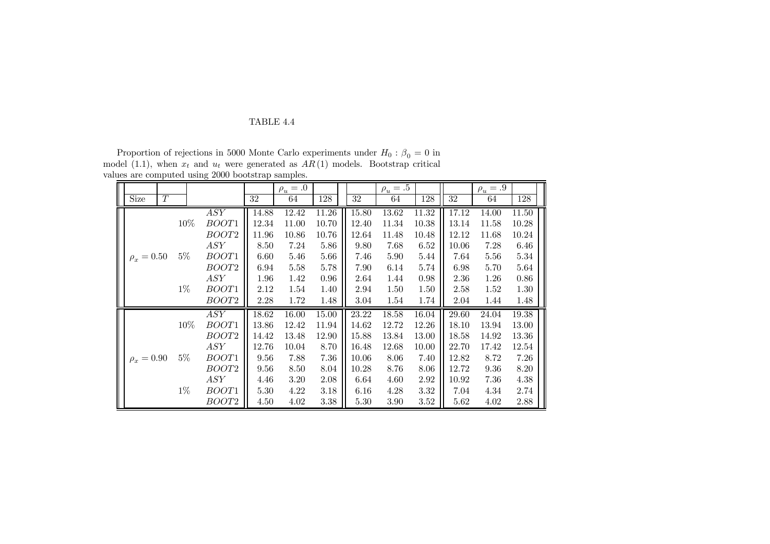TABLE 4.4

Proportion of rejections in 5000 Monte Carlo experiments under $H_0 : \beta_0 = 0$ in model (1.1), when $x_t$ and $u_t$ were generated as $AR(1)$ models. Bootstrap critical values are computed using 2000 bootstrap samples.

| | | | $\rho_u = .0$ | | | $\rho_u = .5$ | | | $\rho_u = .9$ | | |
|---|---|---|---|---|---|---|---|---|---|---|---|
| Size | $T$ | | 32 | 64 | 128 | 32 | 64 | 128 | 32 | 64 | 128 |
| | | $ASY$ | 14.88 | 12.42 | 11.26 | 15.80 | 13.62 | 11.32 | 17.12 | 14.00 | 11.50 |
| | 10% | $BOOT1$ | 12.34 | 11.00 | 10.70 | 12.40 | 11.34 | 10.38 | 13.14 | 11.58 | 10.28 |
| | | $BOOT2$ | 11.96 | 10.86 | 10.76 | 12.64 | 11.48 | 10.48 | 12.12 | 11.68 | 10.24 |
| | | $ASY$ | 8.50 | 7.24 | 5.86 | 9.80 | 7.68 | 6.52 | 10.06 | 7.28 | 6.46 |
| $\rho_x = 0.50$ | 5% | $BOOT1$ | 6.60 | 5.46 | 5.66 | 7.46 | 5.90 | 5.44 | 7.64 | 5.56 | 5.34 |
| | | $BOOT2$ | 6.94 | 5.58 | 5.78 | 7.90 | 6.14 | 5.74 | 6.98 | 5.70 | 5.64 |
| | | $ASY$ | 1.96 | 1.42 | 0.96 | 2.64 | 1.44 | 0.98 | 2.36 | 1.26 | 0.86 |
| | 1% | $BOOT1$ | 2.12 | 1.54 | 1.40 | 2.94 | 1.50 | 1.50 | 2.58 | 1.52 | 1.30 |
| | | $BOOT2$ | 2.28 | 1.72 | 1.48 | 3.04 | 1.54 | 1.74 | 2.04 | 1.44 | 1.48 |
| | | $ASY$ | 18.62 | 16.00 | 15.00 | 23.22 | 18.58 | 16.04 | 29.60 | 24.04 | 19.38 |
| | 10% | $BOOT1$ | 13.86 | 12.42 | 11.94 | 14.62 | 12.72 | 12.26 | 18.10 | 13.94 | 13.00 |
| | | $BOOT2$ | 14.42 | 13.48 | 12.90 | 15.88 | 13.84 | 13.00 | 18.58 | 14.92 | 13.36 |
| | | $ASY$ | 12.76 | 10.04 | 8.70 | 16.48 | 12.68 | 10.00 | 22.70 | 17.42 | 12.54 |
| $\rho_x = 0.90$ | 5% | $BOOT1$ | 9.56 | 7.88 | 7.36 | 10.06 | 8.06 | 7.40 | 12.82 | 8.72 | 7.26 |
| | | $BOOT2$ | 9.56 | 8.50 | 8.04 | 10.28 | 8.76 | 8.06 | 12.72 | 9.36 | 8.20 |
| | | $ASY$ | 4.46 | 3.20 | 2.08 | 6.64 | 4.60 | 2.92 | 10.92 | 7.36 | 4.38 |
| | 1% | $BOOT1$ | 5.30 | 4.22 | 3.18 | 6.16 | 4.28 | 3.32 | 7.04 | 4.34 | 2.74 |
| | | $BOOT2$ | 4.50 | 4.02 | 3.38 | 5.30 | 3.90 | 3.52 | 5.62 | 4.02 | 2.88 |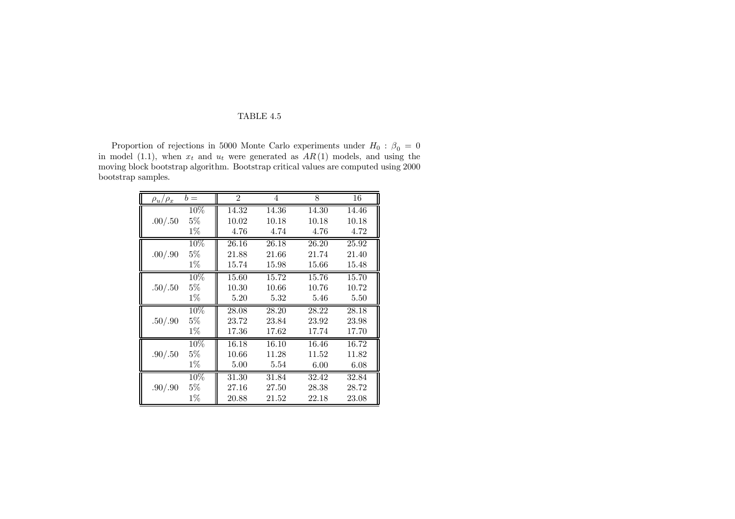TABLE 4.5

Proportion of rejections in 5000 Monte Carlo experiments under $H_0 : \beta_0 = 0$ in model (1.1), when $x_t$ and $u_t$ were generated as $AR(1)$ models, and using the moving block bootstrap algorithm. Bootstrap critical values are computed using 2000 bootstrap samples.

| $\rho_u/\rho_x$ | $b =$ | 2 | 4 | 8 | 16 |
|---|---|---|---|---|---|
| | 10% | 14.32 | 14.36 | 14.30 | 14.46 |
| .00/.50 | 5% | 10.02 | 10.18 | 10.18 | 10.18 |
| | 1% | 4.76 | 4.74 | 4.76 | 4.72 |
| | 10% | 26.16 | 26.18 | 26.20 | 25.92 |
| .00/.90 | 5% | 21.88 | 21.66 | 21.74 | 21.40 |
| | 1% | 15.74 | 15.98 | 15.66 | 15.48 |
| | 10% | 15.60 | 15.72 | 15.76 | 15.70 |
| .50/.50 | 5% | 10.30 | 10.66 | 10.76 | 10.72 |
| | 1% | 5.20 | 5.32 | 5.46 | 5.50 |
| | 10% | 28.08 | 28.20 | 28.22 | 28.18 |
| .50/.90 | 5% | 23.72 | 23.84 | 23.92 | 23.98 |
| | 1% | 17.36 | 17.62 | 17.74 | 17.70 |
| | 10% | 16.18 | 16.10 | 16.46 | 16.72 |
| .90/.50 | 5% | 10.66 | 11.28 | 11.52 | 11.82 |
| | 1% | 5.00 | 5.54 | 6.00 | 6.08 |
| | 10% | 31.30 | 31.84 | 32.42 | 32.84 |
| .90/.90 | 5% | 27.16 | 27.50 | 28.38 | 28.72 |
| | 1% | 20.88 | 21.52 | 22.18 | 23.08 |